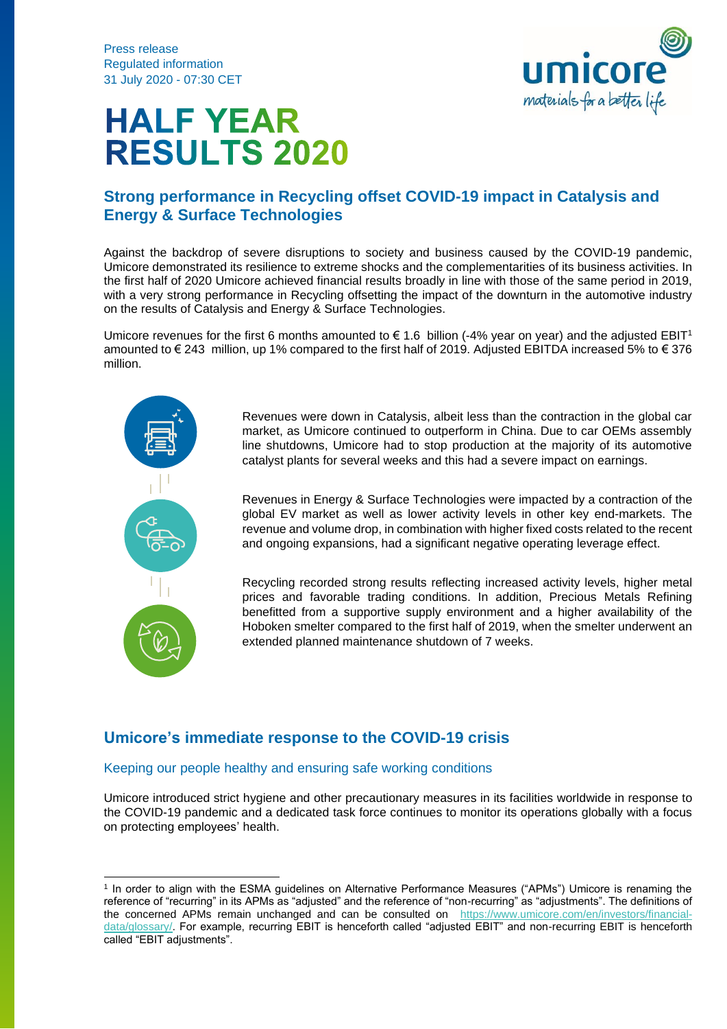Press release
Regulated information
31 July 2020 - 07:30 CET

# HALF YEAR RESULTS 2020

## Strong performance in Recycling offset COVID-19 impact in Catalysis and Energy & Surface Technologies

Against the backdrop of severe disruptions to society and business caused by the COVID-19 pandemic, Umicore demonstrated its resilience to extreme shocks and the complementarities of its business activities. In the first half of 2020 Umicore achieved financial results broadly in line with those of the same period in 2019, with a very strong performance in Recycling offsetting the impact of the downturn in the automotive industry on the results of Catalysis and Energy & Surface Technologies.

Umicore revenues for the first 6 months amounted to € 1.6 billion (-4% year on year) and the adjusted EBIT[1] amounted to € 243 million, up 1% compared to the first half of 2019. Adjusted EBITDA increased 5% to € 376 million.

Revenues were down in Catalysis, albeit less than the contraction in the global car market, as Umicore continued to outperform in China. Due to car OEMs assembly line shutdowns, Umicore had to stop production at the majority of its automotive catalyst plants for several weeks and this had a severe impact on earnings.

Revenues in Energy & Surface Technologies were impacted by a contraction of the global EV market as well as lower activity levels in other key end-markets. The revenue and volume drop, in combination with higher fixed costs related to the recent and ongoing expansions, had a significant negative operating leverage effect.

Recycling recorded strong results reflecting increased activity levels, higher metal prices and favorable trading conditions. In addition, Precious Metals Refining benefitted from a supportive supply environment and a higher availability of the Hoboken smelter compared to the first half of 2019, when the smelter underwent an extended planned maintenance shutdown of 7 weeks.

## Umicore's immediate response to the COVID-19 crisis

### Keeping our people healthy and ensuring safe working conditions

Umicore introduced strict hygiene and other precautionary measures in its facilities worldwide in response to the COVID-19 pandemic and a dedicated task force continues to monitor its operations globally with a focus on protecting employees' health.

[1] In order to align with the ESMA guidelines on Alternative Performance Measures ("APMs") Umicore is renaming the reference of "recurring" in its APMs as "adjusted" and the reference of "non-recurring" as "adjustments". The definitions of the concerned APMs remain unchanged and can be consulted on https://www.umicore.com/en/investors/financial-data/glossary/. For example, recurring EBIT is henceforth called "adjusted EBIT" and non-recurring EBIT is henceforth called "EBIT adjustments".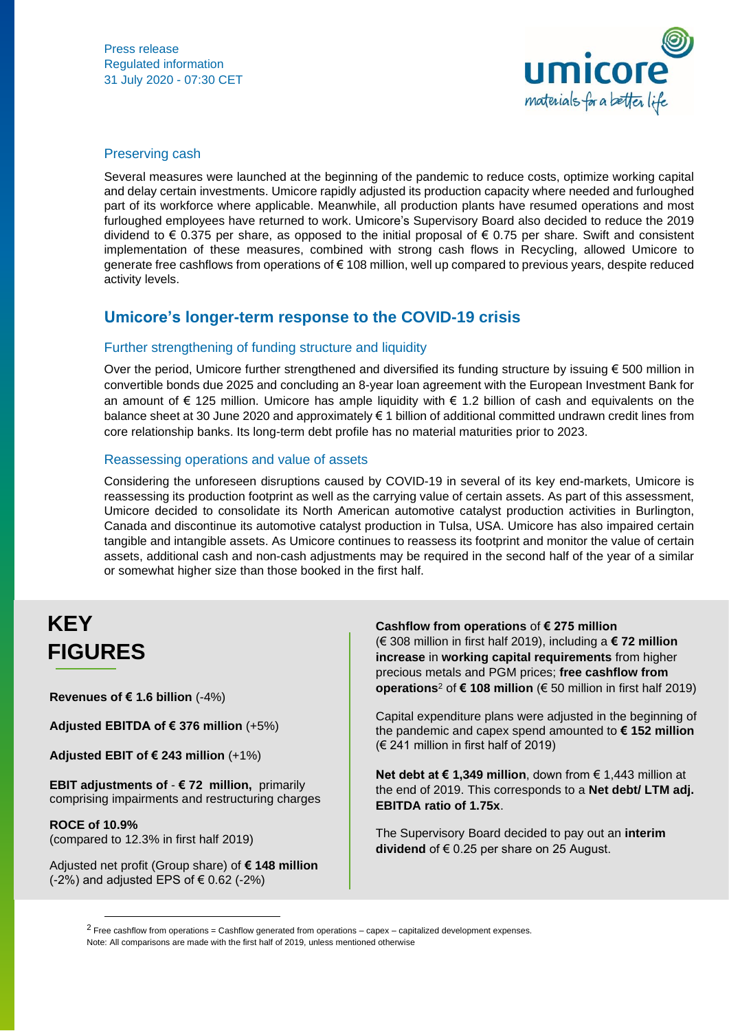### Preserving cash

Several measures were launched at the beginning of the pandemic to reduce costs, optimize working capital and delay certain investments. Umicore rapidly adjusted its production capacity where needed and furloughed part of its workforce where applicable. Meanwhile, all production plants have resumed operations and most furloughed employees have returned to work. Umicore's Supervisory Board also decided to reduce the 2019 dividend to € 0.375 per share, as opposed to the initial proposal of € 0.75 per share. Swift and consistent implementation of these measures, combined with strong cash flows in Recycling, allowed Umicore to generate free cashflows from operations of € 108 million, well up compared to previous years, despite reduced activity levels.

## Umicore's longer-term response to the COVID-19 crisis

### Further strengthening of funding structure and liquidity

Over the period, Umicore further strengthened and diversified its funding structure by issuing € 500 million in convertible bonds due 2025 and concluding an 8-year loan agreement with the European Investment Bank for an amount of € 125 million. Umicore has ample liquidity with € 1.2 billion of cash and equivalents on the balance sheet at 30 June 2020 and approximately € 1 billion of additional committed undrawn credit lines from core relationship banks. Its long-term debt profile has no material maturities prior to 2023.

### Reassessing operations and value of assets

Considering the unforeseen disruptions caused by COVID-19 in several of its key end-markets, Umicore is reassessing its production footprint as well as the carrying value of certain assets. As part of this assessment, Umicore decided to consolidate its North American automotive catalyst production activities in Burlington, Canada and discontinue its automotive catalyst production in Tulsa, USA. Umicore has also impaired certain tangible and intangible assets. As Umicore continues to reassess its footprint and monitor the value of certain assets, additional cash and non-cash adjustments may be required in the second half of the year of a similar or somewhat higher size than those booked in the first half.

## KEY FIGURES

**Revenues of € 1.6 billion** (-4%)

**Adjusted EBITDA of € 376 million** (+5%)

**Adjusted EBIT of € 243 million** (+1%)

**EBIT adjustments of - € 72 million,** primarily comprising impairments and restructuring charges

**ROCE of 10.9%**
(compared to 12.3% in first half 2019)

Adjusted net profit (Group share) of **€ 148 million** (-2%) and adjusted EPS of € 0.62 (-2%)

**Cashflow from operations** of **€ 275 million** (€ 308 million in first half 2019), including a **€ 72 million increase** in **working capital requirements** from higher precious metals and PGM prices; **free cashflow from operations**[2] of **€ 108 million** (€ 50 million in first half 2019)

Capital expenditure plans were adjusted in the beginning of the pandemic and capex spend amounted to **€ 152 million** (€ 241 million in first half of 2019)

**Net debt at € 1,349 million**, down from € 1,443 million at the end of 2019. This corresponds to a **Net debt/ LTM adj. EBITDA ratio of 1.75x**.

The Supervisory Board decided to pay out an **interim dividend** of € 0.25 per share on 25 August.

---

[2] Free cashflow from operations = Cashflow generated from operations – capex – capitalized development expenses.

Note: All comparisons are made with the first half of 2019, unless mentioned otherwise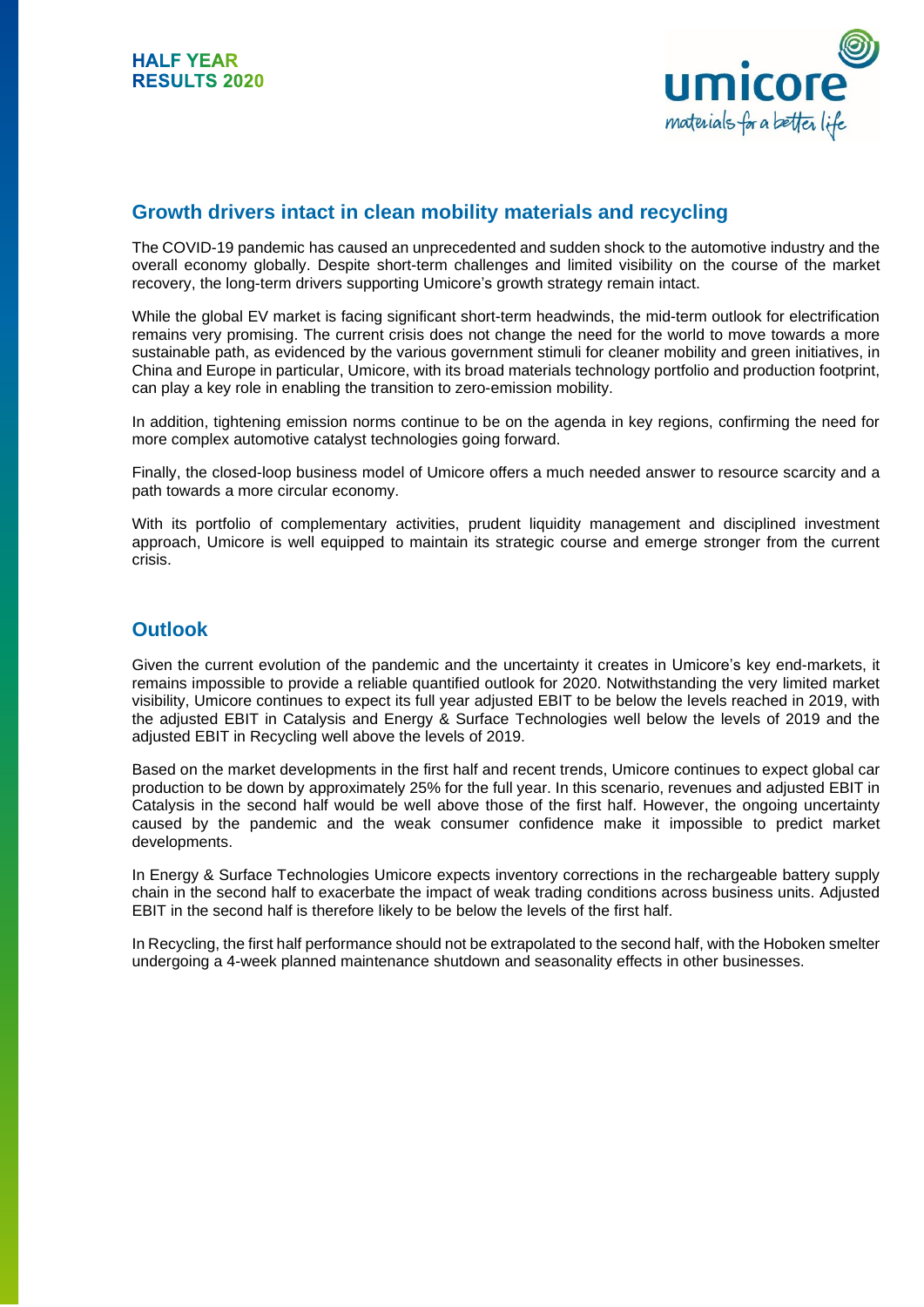## Growth drivers intact in clean mobility materials and recycling

The COVID-19 pandemic has caused an unprecedented and sudden shock to the automotive industry and the overall economy globally. Despite short-term challenges and limited visibility on the course of the market recovery, the long-term drivers supporting Umicore's growth strategy remain intact.

While the global EV market is facing significant short-term headwinds, the mid-term outlook for electrification remains very promising. The current crisis does not change the need for the world to move towards a more sustainable path, as evidenced by the various government stimuli for cleaner mobility and green initiatives, in China and Europe in particular, Umicore, with its broad materials technology portfolio and production footprint, can play a key role in enabling the transition to zero-emission mobility.

In addition, tightening emission norms continue to be on the agenda in key regions, confirming the need for more complex automotive catalyst technologies going forward.

Finally, the closed-loop business model of Umicore offers a much needed answer to resource scarcity and a path towards a more circular economy.

With its portfolio of complementary activities, prudent liquidity management and disciplined investment approach, Umicore is well equipped to maintain its strategic course and emerge stronger from the current crisis.

## Outlook

Given the current evolution of the pandemic and the uncertainty it creates in Umicore's key end-markets, it remains impossible to provide a reliable quantified outlook for 2020. Notwithstanding the very limited market visibility, Umicore continues to expect its full year adjusted EBIT to be below the levels reached in 2019, with the adjusted EBIT in Catalysis and Energy & Surface Technologies well below the levels of 2019 and the adjusted EBIT in Recycling well above the levels of 2019.

Based on the market developments in the first half and recent trends, Umicore continues to expect global car production to be down by approximately 25% for the full year. In this scenario, revenues and adjusted EBIT in Catalysis in the second half would be well above those of the first half. However, the ongoing uncertainty caused by the pandemic and the weak consumer confidence make it impossible to predict market developments.

In Energy & Surface Technologies Umicore expects inventory corrections in the rechargeable battery supply chain in the second half to exacerbate the impact of weak trading conditions across business units. Adjusted EBIT in the second half is therefore likely to be below the levels of the first half.

In Recycling, the first half performance should not be extrapolated to the second half, with the Hoboken smelter undergoing a 4-week planned maintenance shutdown and seasonality effects in other businesses.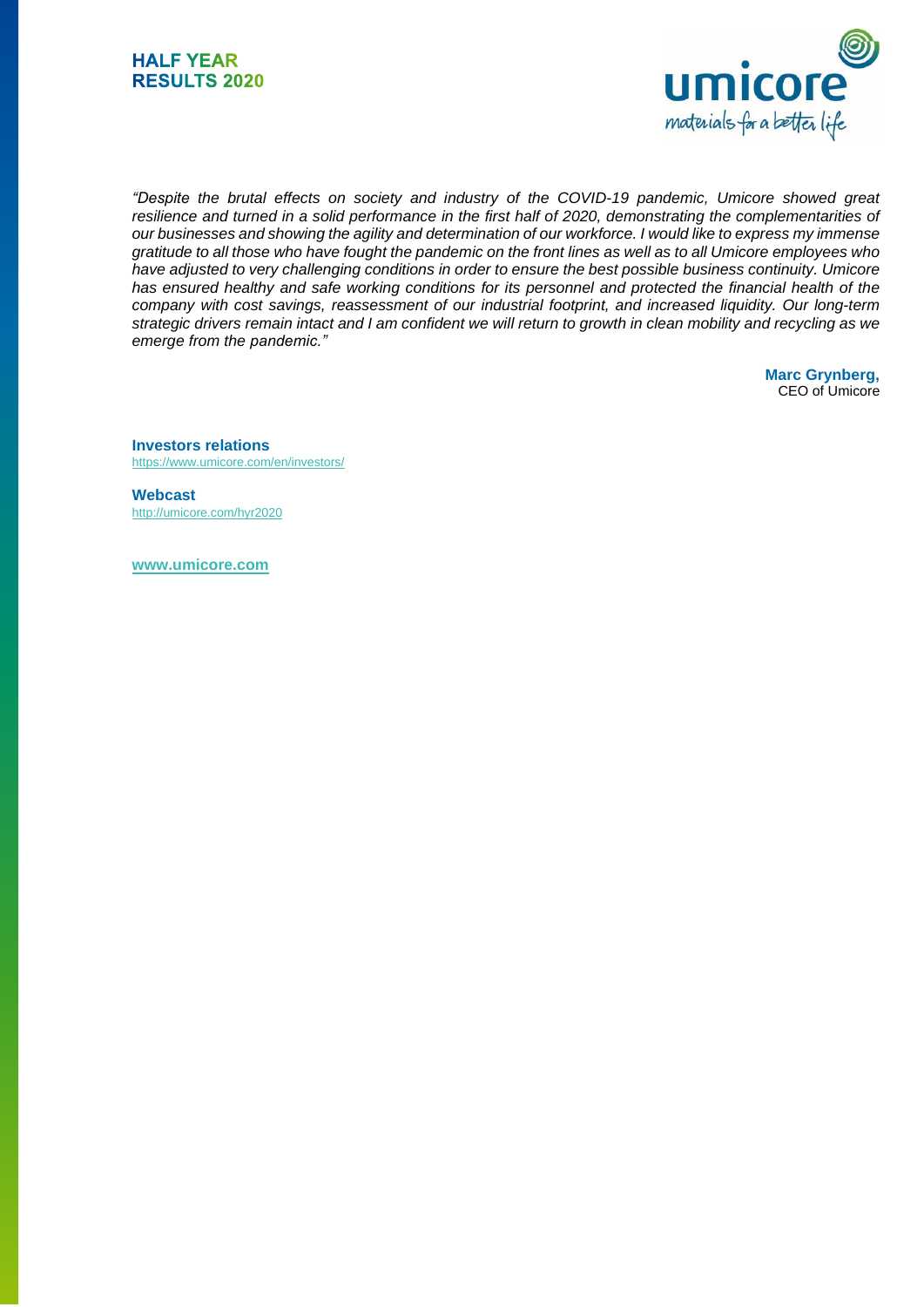*“Despite the brutal effects on society and industry of the COVID-19 pandemic, Umicore showed great resilience and turned in a solid performance in the first half of 2020, demonstrating the complementarities of our businesses and showing the agility and determination of our workforce. I would like to express my immense gratitude to all those who have fought the pandemic on the front lines as well as to all Umicore employees who have adjusted to very challenging conditions in order to ensure the best possible business continuity. Umicore has ensured healthy and safe working conditions for its personnel and protected the financial health of the company with cost savings, reassessment of our industrial footprint, and increased liquidity. Our long-term strategic drivers remain intact and I am confident we will return to growth in clean mobility and recycling as we emerge from the pandemic.”*

**Marc Grynberg,**
CEO of Umicore

**Investors relations**
https://www.umicore.com/en/investors/

**Webcast**
http://umicore.com/hyr2020

**www.umicore.com**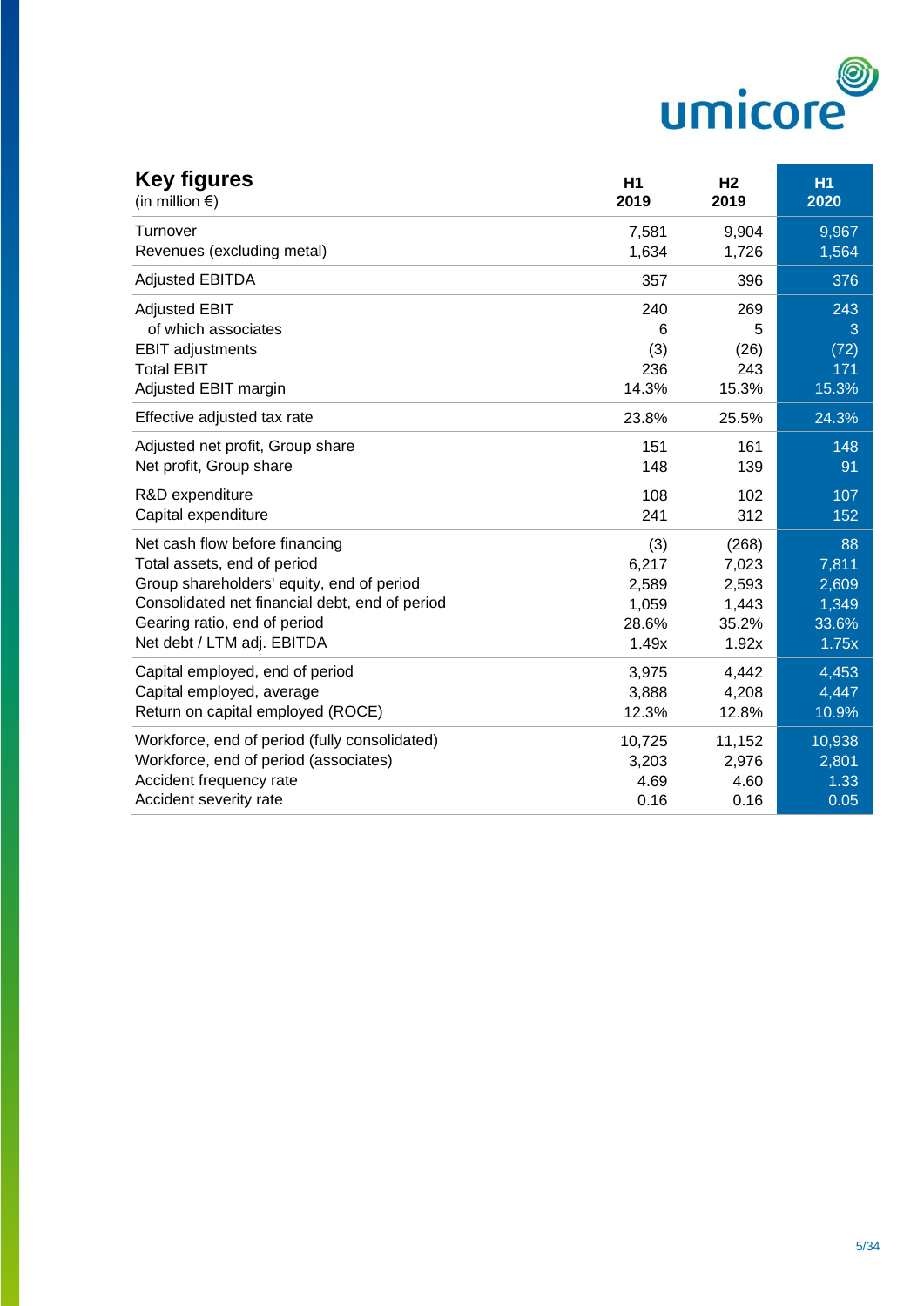## Key figures

| (in million €) | H1 2019 | H2 2019 | H1 2020 |
|---|---|---|---|
| Turnover | 7,581 | 9,904 | 9,967 |
| Revenues (excluding metal) | 1,634 | 1,726 | 1,564 |
| Adjusted EBITDA | 357 | 396 | 376 |
| Adjusted EBIT | 240 | 269 | 243 |
| of which associates | 6 | 5 | 3 |
| EBIT adjustments | (3) | (26) | (72) |
| Total EBIT | 236 | 243 | 171 |
| Adjusted EBIT margin | 14.3% | 15.3% | 15.3% |
| Effective adjusted tax rate | 23.8% | 25.5% | 24.3% |
| Adjusted net profit, Group share | 151 | 161 | 148 |
| Net profit, Group share | 148 | 139 | 91 |
| R&D expenditure | 108 | 102 | 107 |
| Capital expenditure | 241 | 312 | 152 |
| Net cash flow before financing | (3) | (268) | 88 |
| Total assets, end of period | 6,217 | 7,023 | 7,811 |
| Group shareholders' equity, end of period | 2,589 | 2,593 | 2,609 |
| Consolidated net financial debt, end of period | 1,059 | 1,443 | 1,349 |
| Gearing ratio, end of period | 28.6% | 35.2% | 33.6% |
| Net debt / LTM adj. EBITDA | 1.49x | 1.92x | 1.75x |
| Capital employed, end of period | 3,975 | 4,442 | 4,453 |
| Capital employed, average | 3,888 | 4,208 | 4,447 |
| Return on capital employed (ROCE) | 12.3% | 12.8% | 10.9% |
| Workforce, end of period (fully consolidated) | 10,725 | 11,152 | 10,938 |
| Workforce, end of period (associates) | 3,203 | 2,976 | 2,801 |
| Accident frequency rate | 4.69 | 4.60 | 1.33 |
| Accident severity rate | 0.16 | 0.16 | 0.05 |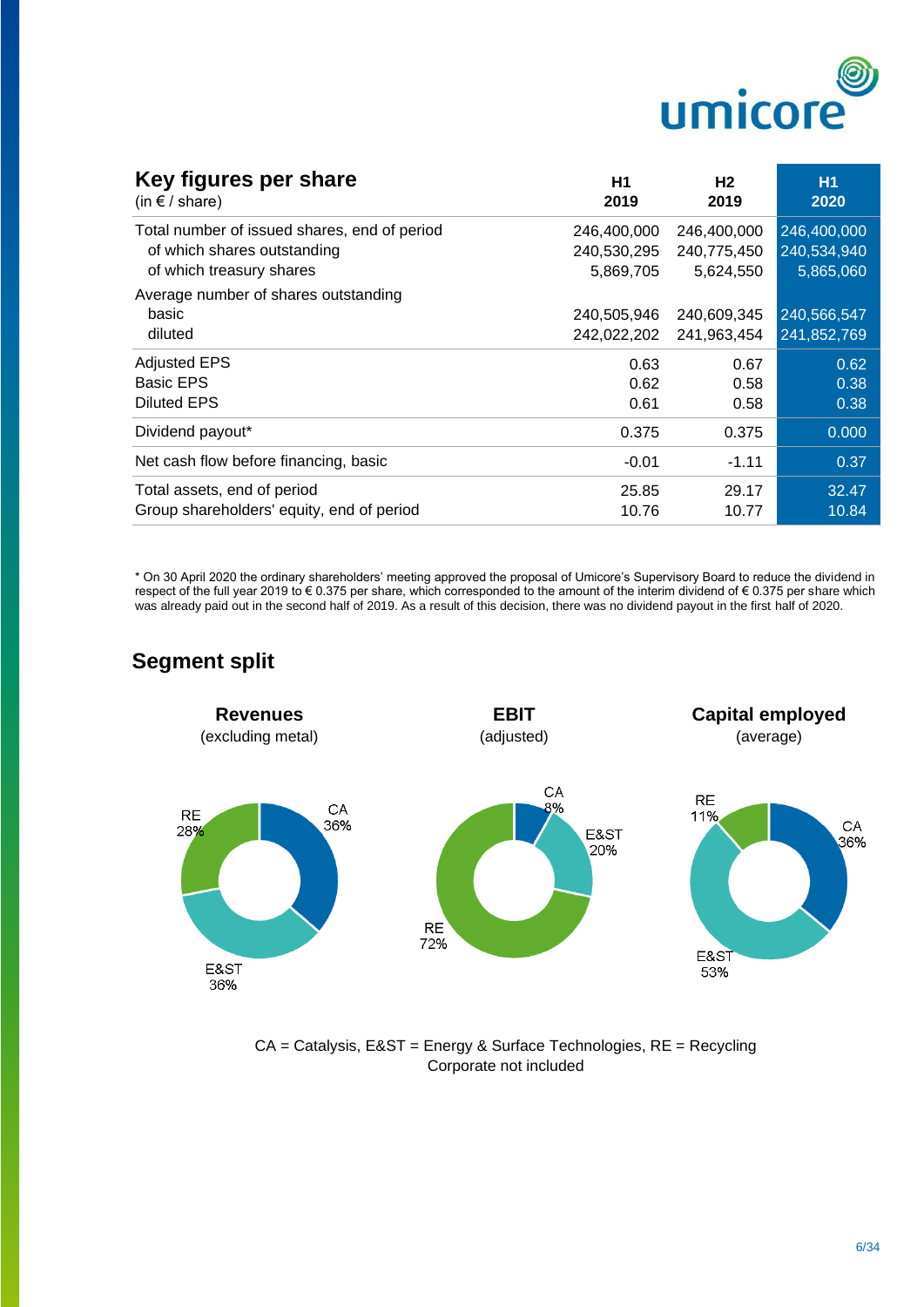## Key figures per share

(in € / share)

| | H1 2019 | H2 2019 | H1 2020 |
|---|---|---|---|
| Total number of issued shares, end of period | 246,400,000 | 246,400,000 | 246,400,000 |
| of which shares outstanding | 240,530,295 | 240,775,450 | 240,534,940 |
| of which treasury shares | 5,869,705 | 5,624,550 | 5,865,060 |
| Average number of shares outstanding | | | |
| basic | 240,505,946 | 240,609,345 | 240,566,547 |
| diluted | 242,022,202 | 241,963,454 | 241,852,769 |
| Adjusted EPS | 0.63 | 0.67 | 0.62 |
| Basic EPS | 0.62 | 0.58 | 0.38 |
| Diluted EPS | 0.61 | 0.58 | 0.38 |
| Dividend payout* | 0.375 | 0.375 | 0.000 |
| Net cash flow before financing, basic | -0.01 | -1.11 | 0.37 |
| Total assets, end of period | 25.85 | 29.17 | 32.47 |
| Group shareholders' equity, end of period | 10.76 | 10.77 | 10.84 |

* On 30 April 2020 the ordinary shareholders' meeting approved the proposal of Umicore's Supervisory Board to reduce the dividend in respect of the full year 2019 to € 0.375 per share, which corresponded to the amount of the interim dividend of € 0.375 per share which was already paid out in the second half of 2019. As a result of this decision, there was no dividend payout in the first half of 2020.

## Segment split

**Revenues** (excluding metal)

CA 36%, E&ST 36%, RE 28%

**EBIT** (adjusted)

CA 8%, E&ST 20%, RE 72%

**Capital employed** (average)

CA 36%, E&ST 53%, RE 11%

CA = Catalysis, E&ST = Energy & Surface Technologies, RE = Recycling
Corporate not included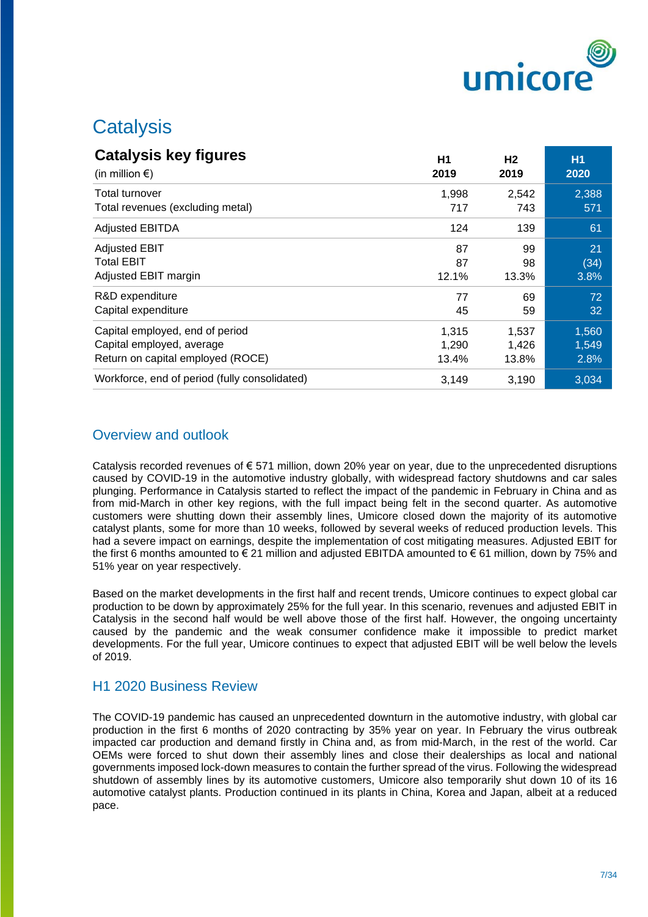# Catalysis

| **Catalysis key figures** (in million €) | H1 2019 | H2 2019 | H1 2020 |
|---|---|---|---|
| Total turnover | 1,998 | 2,542 | 2,388 |
| Total revenues (excluding metal) | 717 | 743 | 571 |
| Adjusted EBITDA | 124 | 139 | 61 |
| Adjusted EBIT | 87 | 99 | 21 |
| Total EBIT | 87 | 98 | (34) |
| Adjusted EBIT margin | 12.1% | 13.3% | 3.8% |
| R&D expenditure | 77 | 69 | 72 |
| Capital expenditure | 45 | 59 | 32 |
| Capital employed, end of period | 1,315 | 1,537 | 1,560 |
| Capital employed, average | 1,290 | 1,426 | 1,549 |
| Return on capital employed (ROCE) | 13.4% | 13.8% | 2.8% |
| Workforce, end of period (fully consolidated) | 3,149 | 3,190 | 3,034 |

## Overview and outlook

Catalysis recorded revenues of € 571 million, down 20% year on year, due to the unprecedented disruptions caused by COVID-19 in the automotive industry globally, with widespread factory shutdowns and car sales plunging. Performance in Catalysis started to reflect the impact of the pandemic in February in China and as from mid-March in other key regions, with the full impact being felt in the second quarter. As automotive customers were shutting down their assembly lines, Umicore closed down the majority of its automotive catalyst plants, some for more than 10 weeks, followed by several weeks of reduced production levels. This had a severe impact on earnings, despite the implementation of cost mitigating measures. Adjusted EBIT for the first 6 months amounted to € 21 million and adjusted EBITDA amounted to € 61 million, down by 75% and 51% year on year respectively.

Based on the market developments in the first half and recent trends, Umicore continues to expect global car production to be down by approximately 25% for the full year. In this scenario, revenues and adjusted EBIT in Catalysis in the second half would be well above those of the first half. However, the ongoing uncertainty caused by the pandemic and the weak consumer confidence make it impossible to predict market developments. For the full year, Umicore continues to expect that adjusted EBIT will be well below the levels of 2019.

## H1 2020 Business Review

The COVID-19 pandemic has caused an unprecedented downturn in the automotive industry, with global car production in the first 6 months of 2020 contracting by 35% year on year. In February the virus outbreak impacted car production and demand firstly in China and, as from mid-March, in the rest of the world. Car OEMs were forced to shut down their assembly lines and close their dealerships as local and national governments imposed lock-down measures to contain the further spread of the virus. Following the widespread shutdown of assembly lines by its automotive customers, Umicore also temporarily shut down 10 of its 16 automotive catalyst plants. Production continued in its plants in China, Korea and Japan, albeit at a reduced pace.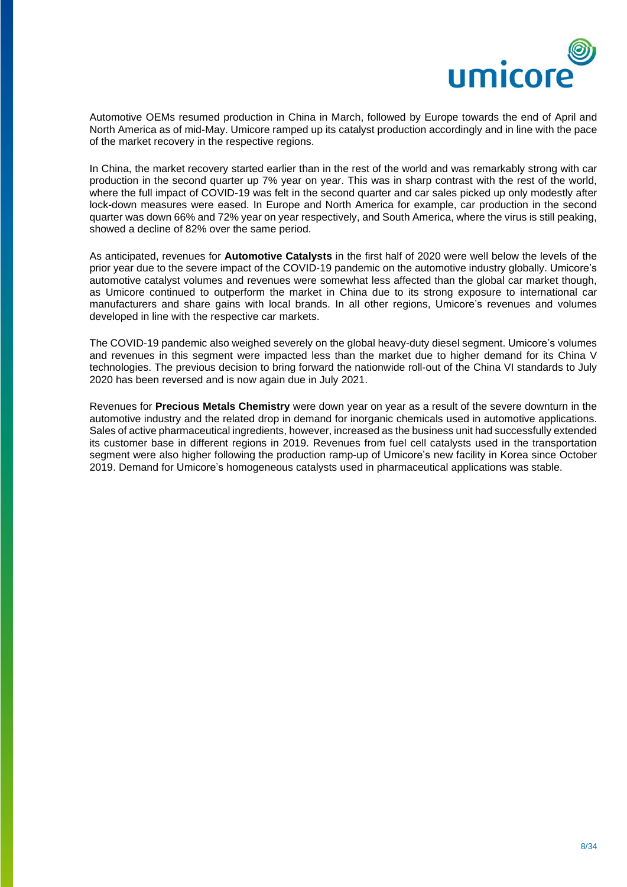Automotive OEMs resumed production in China in March, followed by Europe towards the end of April and North America as of mid-May. Umicore ramped up its catalyst production accordingly and in line with the pace of the market recovery in the respective regions.

In China, the market recovery started earlier than in the rest of the world and was remarkably strong with car production in the second quarter up 7% year on year. This was in sharp contrast with the rest of the world, where the full impact of COVID-19 was felt in the second quarter and car sales picked up only modestly after lock-down measures were eased. In Europe and North America for example, car production in the second quarter was down 66% and 72% year on year respectively, and South America, where the virus is still peaking, showed a decline of 82% over the same period.

As anticipated, revenues for **Automotive Catalysts** in the first half of 2020 were well below the levels of the prior year due to the severe impact of the COVID-19 pandemic on the automotive industry globally. Umicore's automotive catalyst volumes and revenues were somewhat less affected than the global car market though, as Umicore continued to outperform the market in China due to its strong exposure to international car manufacturers and share gains with local brands. In all other regions, Umicore's revenues and volumes developed in line with the respective car markets.

The COVID-19 pandemic also weighed severely on the global heavy-duty diesel segment. Umicore's volumes and revenues in this segment were impacted less than the market due to higher demand for its China V technologies. The previous decision to bring forward the nationwide roll-out of the China VI standards to July 2020 has been reversed and is now again due in July 2021.

Revenues for **Precious Metals Chemistry** were down year on year as a result of the severe downturn in the automotive industry and the related drop in demand for inorganic chemicals used in automotive applications. Sales of active pharmaceutical ingredients, however, increased as the business unit had successfully extended its customer base in different regions in 2019. Revenues from fuel cell catalysts used in the transportation segment were also higher following the production ramp-up of Umicore's new facility in Korea since October 2019. Demand for Umicore's homogeneous catalysts used in pharmaceutical applications was stable.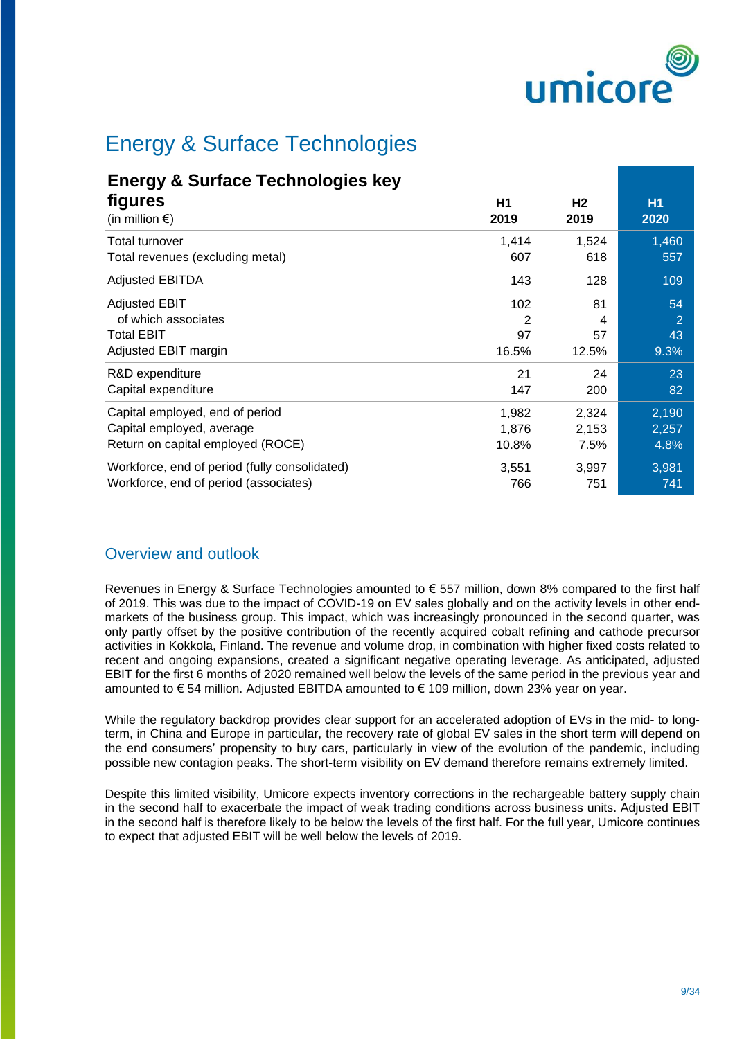# Energy & Surface Technologies

| **Energy & Surface Technologies key figures** (in million €) | **H1 2019** | **H2 2019** | **H1 2020** |
|---|---|---|---|
| Total turnover | 1,414 | 1,524 | 1,460 |
| Total revenues (excluding metal) | 607 | 618 | 557 |
| Adjusted EBITDA | 143 | 128 | 109 |
| Adjusted EBIT | 102 | 81 | 54 |
| of which associates | 2 | 4 | 2 |
| Total EBIT | 97 | 57 | 43 |
| Adjusted EBIT margin | 16.5% | 12.5% | 9.3% |
| R&D expenditure | 21 | 24 | 23 |
| Capital expenditure | 147 | 200 | 82 |
| Capital employed, end of period | 1,982 | 2,324 | 2,190 |
| Capital employed, average | 1,876 | 2,153 | 2,257 |
| Return on capital employed (ROCE) | 10.8% | 7.5% | 4.8% |
| Workforce, end of period (fully consolidated) | 3,551 | 3,997 | 3,981 |
| Workforce, end of period (associates) | 766 | 751 | 741 |

## Overview and outlook

Revenues in Energy & Surface Technologies amounted to € 557 million, down 8% compared to the first half of 2019. This was due to the impact of COVID-19 on EV sales globally and on the activity levels in other end-markets of the business group. This impact, which was increasingly pronounced in the second quarter, was only partly offset by the positive contribution of the recently acquired cobalt refining and cathode precursor activities in Kokkola, Finland. The revenue and volume drop, in combination with higher fixed costs related to recent and ongoing expansions, created a significant negative operating leverage. As anticipated, adjusted EBIT for the first 6 months of 2020 remained well below the levels of the same period in the previous year and amounted to € 54 million. Adjusted EBITDA amounted to € 109 million, down 23% year on year.

While the regulatory backdrop provides clear support for an accelerated adoption of EVs in the mid- to long-term, in China and Europe in particular, the recovery rate of global EV sales in the short term will depend on the end consumers' propensity to buy cars, particularly in view of the evolution of the pandemic, including possible new contagion peaks. The short-term visibility on EV demand therefore remains extremely limited.

Despite this limited visibility, Umicore expects inventory corrections in the rechargeable battery supply chain in the second half to exacerbate the impact of weak trading conditions across business units. Adjusted EBIT in the second half is therefore likely to be below the levels of the first half. For the full year, Umicore continues to expect that adjusted EBIT will be well below the levels of 2019.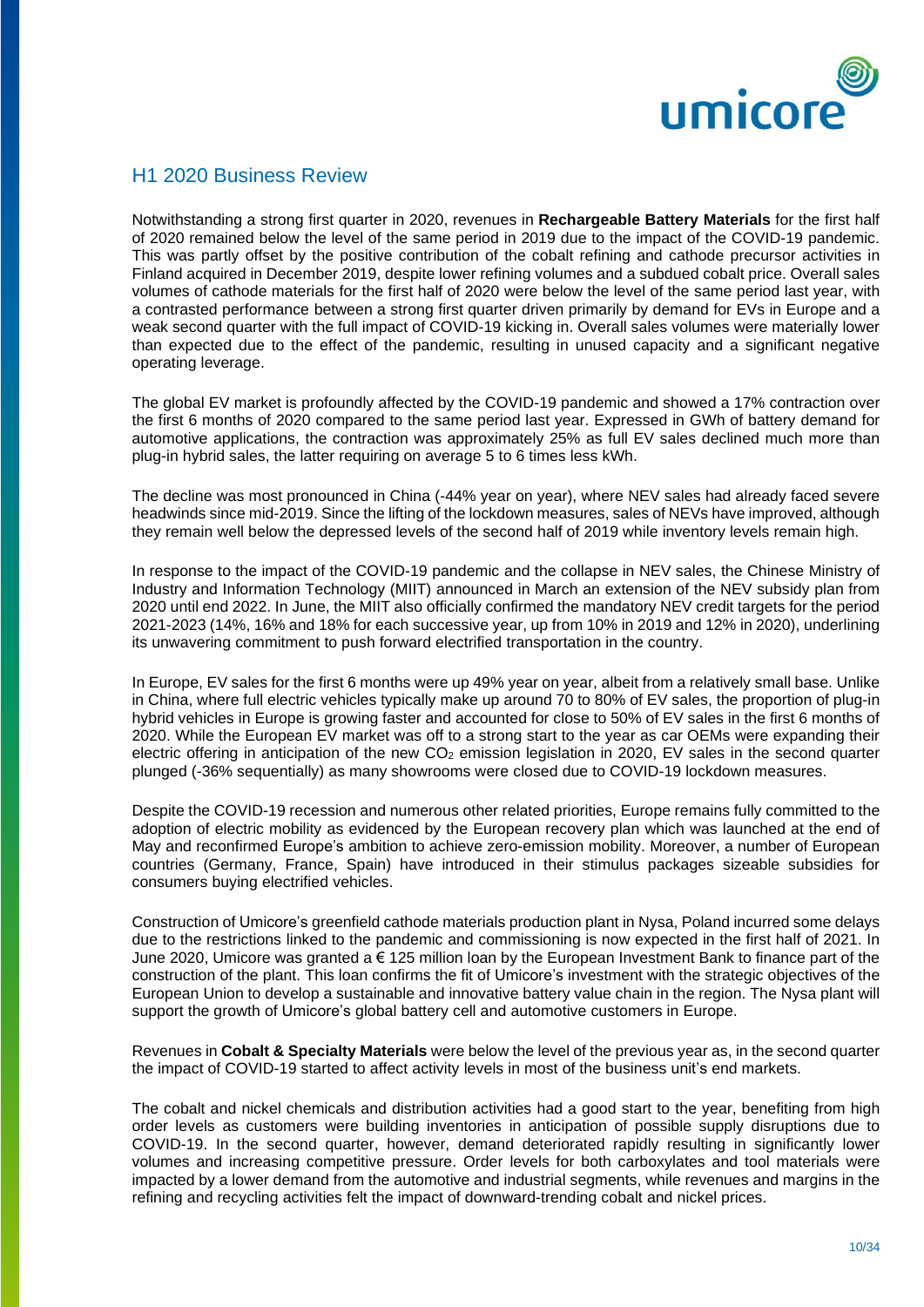## H1 2020 Business Review

Notwithstanding a strong first quarter in 2020, revenues in **Rechargeable Battery Materials** for the first half of 2020 remained below the level of the same period in 2019 due to the impact of the COVID-19 pandemic. This was partly offset by the positive contribution of the cobalt refining and cathode precursor activities in Finland acquired in December 2019, despite lower refining volumes and a subdued cobalt price. Overall sales volumes of cathode materials for the first half of 2020 were below the level of the same period last year, with a contrasted performance between a strong first quarter driven primarily by demand for EVs in Europe and a weak second quarter with the full impact of COVID-19 kicking in. Overall sales volumes were materially lower than expected due to the effect of the pandemic, resulting in unused capacity and a significant negative operating leverage.

The global EV market is profoundly affected by the COVID-19 pandemic and showed a 17% contraction over the first 6 months of 2020 compared to the same period last year. Expressed in GWh of battery demand for automotive applications, the contraction was approximately 25% as full EV sales declined much more than plug-in hybrid sales, the latter requiring on average 5 to 6 times less kWh.

The decline was most pronounced in China (-44% year on year), where NEV sales had already faced severe headwinds since mid-2019. Since the lifting of the lockdown measures, sales of NEVs have improved, although they remain well below the depressed levels of the second half of 2019 while inventory levels remain high.

In response to the impact of the COVID-19 pandemic and the collapse in NEV sales, the Chinese Ministry of Industry and Information Technology (MIIT) announced in March an extension of the NEV subsidy plan from 2020 until end 2022. In June, the MIIT also officially confirmed the mandatory NEV credit targets for the period 2021-2023 (14%, 16% and 18% for each successive year, up from 10% in 2019 and 12% in 2020), underlining its unwavering commitment to push forward electrified transportation in the country.

In Europe, EV sales for the first 6 months were up 49% year on year, albeit from a relatively small base. Unlike in China, where full electric vehicles typically make up around 70 to 80% of EV sales, the proportion of plug-in hybrid vehicles in Europe is growing faster and accounted for close to 50% of EV sales in the first 6 months of 2020. While the European EV market was off to a strong start to the year as car OEMs were expanding their electric offering in anticipation of the new $CO_2$ emission legislation in 2020, EV sales in the second quarter plunged (-36% sequentially) as many showrooms were closed due to COVID-19 lockdown measures.

Despite the COVID-19 recession and numerous other related priorities, Europe remains fully committed to the adoption of electric mobility as evidenced by the European recovery plan which was launched at the end of May and reconfirmed Europe's ambition to achieve zero-emission mobility. Moreover, a number of European countries (Germany, France, Spain) have introduced in their stimulus packages sizeable subsidies for consumers buying electrified vehicles.

Construction of Umicore's greenfield cathode materials production plant in Nysa, Poland incurred some delays due to the restrictions linked to the pandemic and commissioning is now expected in the first half of 2021. In June 2020, Umicore was granted a € 125 million loan by the European Investment Bank to finance part of the construction of the plant. This loan confirms the fit of Umicore's investment with the strategic objectives of the European Union to develop a sustainable and innovative battery value chain in the region. The Nysa plant will support the growth of Umicore's global battery cell and automotive customers in Europe.

Revenues in **Cobalt & Specialty Materials** were below the level of the previous year as, in the second quarter the impact of COVID-19 started to affect activity levels in most of the business unit's end markets.

The cobalt and nickel chemicals and distribution activities had a good start to the year, benefiting from high order levels as customers were building inventories in anticipation of possible supply disruptions due to COVID-19. In the second quarter, however, demand deteriorated rapidly resulting in significantly lower volumes and increasing competitive pressure. Order levels for both carboxylates and tool materials were impacted by a lower demand from the automotive and industrial segments, while revenues and margins in the refining and recycling activities felt the impact of downward-trending cobalt and nickel prices.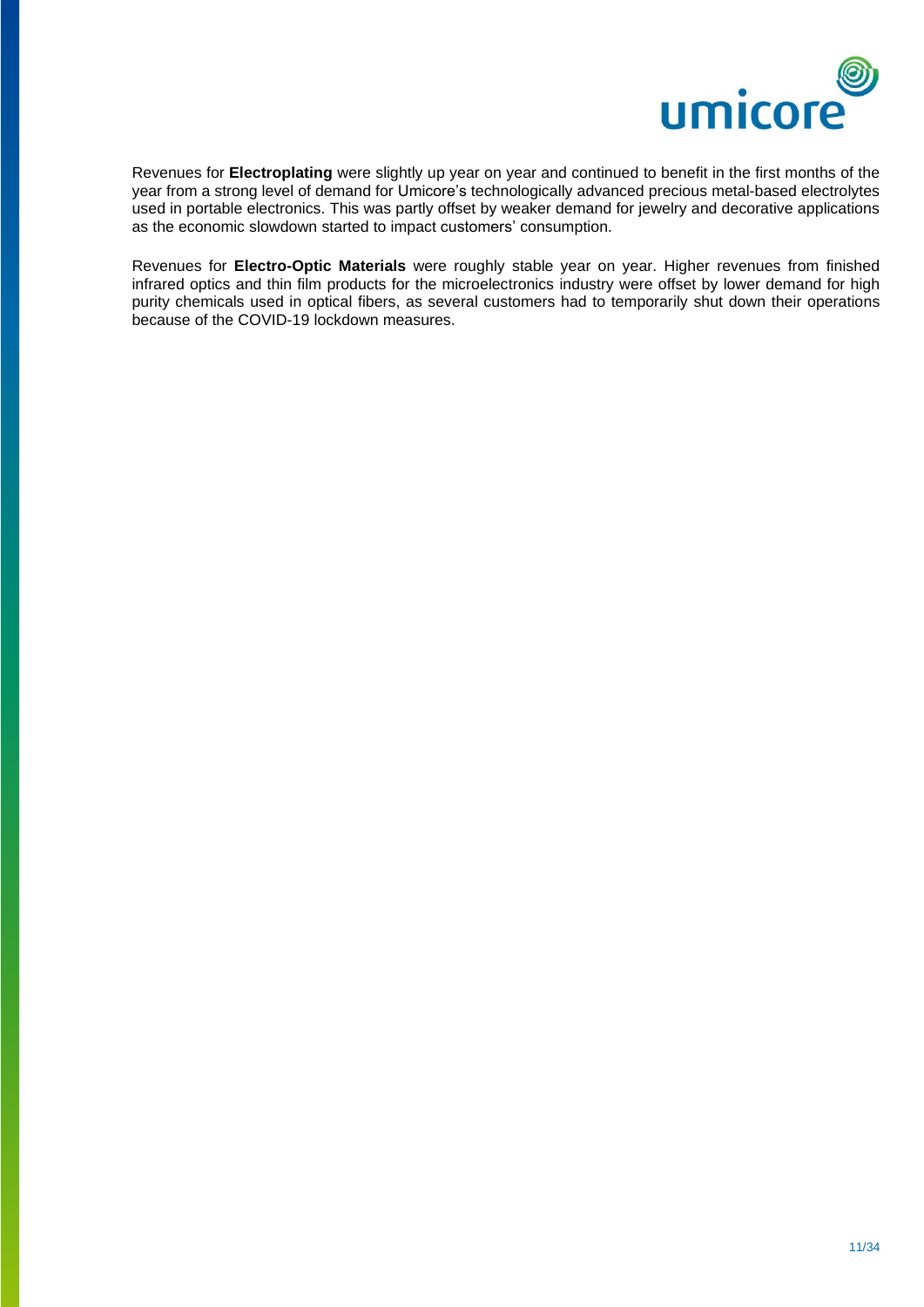Revenues for **Electroplating** were slightly up year on year and continued to benefit in the first months of the year from a strong level of demand for Umicore's technologically advanced precious metal-based electrolytes used in portable electronics. This was partly offset by weaker demand for jewelry and decorative applications as the economic slowdown started to impact customers' consumption.

Revenues for **Electro-Optic Materials** were roughly stable year on year. Higher revenues from finished infrared optics and thin film products for the microelectronics industry were offset by lower demand for high purity chemicals used in optical fibers, as several customers had to temporarily shut down their operations because of the COVID-19 lockdown measures.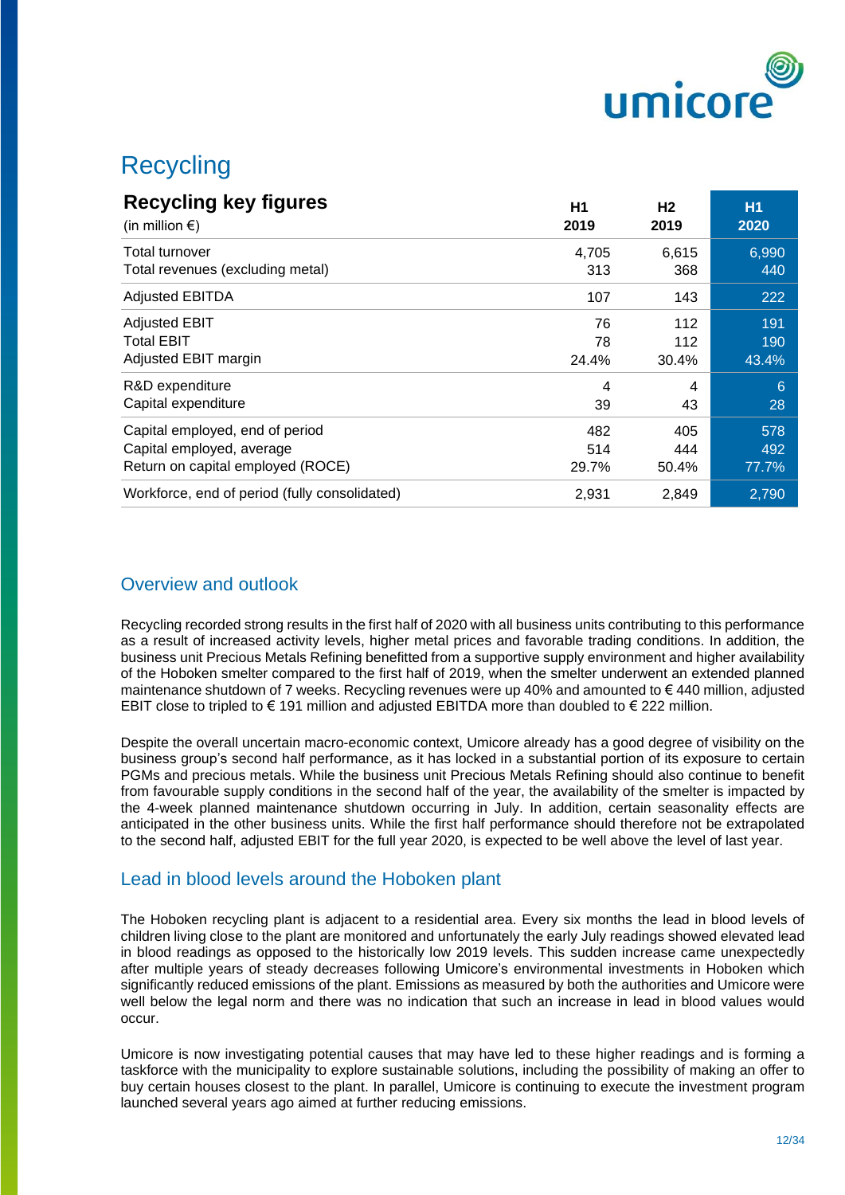# Recycling

| **Recycling key figures** (in million €) | H1 2019 | H2 2019 | H1 2020 |
|---|---|---|---|
| Total turnover | 4,705 | 6,615 | 6,990 |
| Total revenues (excluding metal) | 313 | 368 | 440 |
| Adjusted EBITDA | 107 | 143 | 222 |
| Adjusted EBIT | 76 | 112 | 191 |
| Total EBIT | 78 | 112 | 190 |
| Adjusted EBIT margin | 24.4% | 30.4% | 43.4% |
| R&D expenditure | 4 | 4 | 6 |
| Capital expenditure | 39 | 43 | 28 |
| Capital employed, end of period | 482 | 405 | 578 |
| Capital employed, average | 514 | 444 | 492 |
| Return on capital employed (ROCE) | 29.7% | 50.4% | 77.7% |
| Workforce, end of period (fully consolidated) | 2,931 | 2,849 | 2,790 |

## Overview and outlook

Recycling recorded strong results in the first half of 2020 with all business units contributing to this performance as a result of increased activity levels, higher metal prices and favorable trading conditions. In addition, the business unit Precious Metals Refining benefitted from a supportive supply environment and higher availability of the Hoboken smelter compared to the first half of 2019, when the smelter underwent an extended planned maintenance shutdown of 7 weeks. Recycling revenues were up 40% and amounted to € 440 million, adjusted EBIT close to tripled to € 191 million and adjusted EBITDA more than doubled to € 222 million.

Despite the overall uncertain macro-economic context, Umicore already has a good degree of visibility on the business group's second half performance, as it has locked in a substantial portion of its exposure to certain PGMs and precious metals. While the business unit Precious Metals Refining should also continue to benefit from favourable supply conditions in the second half of the year, the availability of the smelter is impacted by the 4-week planned maintenance shutdown occurring in July. In addition, certain seasonality effects are anticipated in the other business units. While the first half performance should therefore not be extrapolated to the second half, adjusted EBIT for the full year 2020, is expected to be well above the level of last year.

## Lead in blood levels around the Hoboken plant

The Hoboken recycling plant is adjacent to a residential area. Every six months the lead in blood levels of children living close to the plant are monitored and unfortunately the early July readings showed elevated lead in blood readings as opposed to the historically low 2019 levels. This sudden increase came unexpectedly after multiple years of steady decreases following Umicore's environmental investments in Hoboken which significantly reduced emissions of the plant. Emissions as measured by both the authorities and Umicore were well below the legal norm and there was no indication that such an increase in lead in blood values would occur.

Umicore is now investigating potential causes that may have led to these higher readings and is forming a taskforce with the municipality to explore sustainable solutions, including the possibility of making an offer to buy certain houses closest to the plant. In parallel, Umicore is continuing to execute the investment program launched several years ago aimed at further reducing emissions.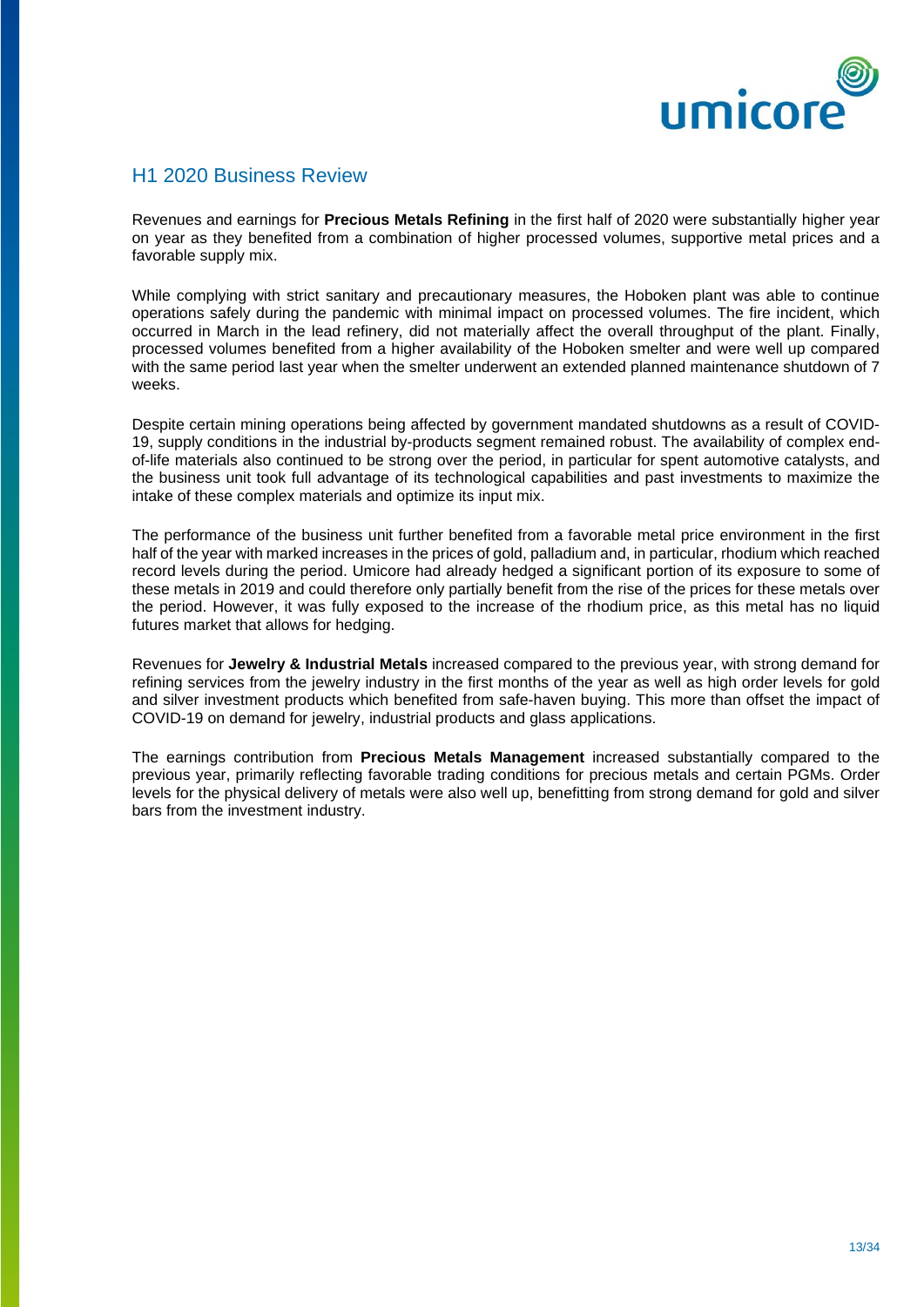## H1 2020 Business Review

Revenues and earnings for **Precious Metals Refining** in the first half of 2020 were substantially higher year on year as they benefited from a combination of higher processed volumes, supportive metal prices and a favorable supply mix.

While complying with strict sanitary and precautionary measures, the Hoboken plant was able to continue operations safely during the pandemic with minimal impact on processed volumes. The fire incident, which occurred in March in the lead refinery, did not materially affect the overall throughput of the plant. Finally, processed volumes benefited from a higher availability of the Hoboken smelter and were well up compared with the same period last year when the smelter underwent an extended planned maintenance shutdown of 7 weeks.

Despite certain mining operations being affected by government mandated shutdowns as a result of COVID-19, supply conditions in the industrial by-products segment remained robust. The availability of complex end-of-life materials also continued to be strong over the period, in particular for spent automotive catalysts, and the business unit took full advantage of its technological capabilities and past investments to maximize the intake of these complex materials and optimize its input mix.

The performance of the business unit further benefited from a favorable metal price environment in the first half of the year with marked increases in the prices of gold, palladium and, in particular, rhodium which reached record levels during the period. Umicore had already hedged a significant portion of its exposure to some of these metals in 2019 and could therefore only partially benefit from the rise of the prices for these metals over the period. However, it was fully exposed to the increase of the rhodium price, as this metal has no liquid futures market that allows for hedging.

Revenues for **Jewelry & Industrial Metals** increased compared to the previous year, with strong demand for refining services from the jewelry industry in the first months of the year as well as high order levels for gold and silver investment products which benefited from safe-haven buying. This more than offset the impact of COVID-19 on demand for jewelry, industrial products and glass applications.

The earnings contribution from **Precious Metals Management** increased substantially compared to the previous year, primarily reflecting favorable trading conditions for precious metals and certain PGMs. Order levels for the physical delivery of metals were also well up, benefitting from strong demand for gold and silver bars from the investment industry.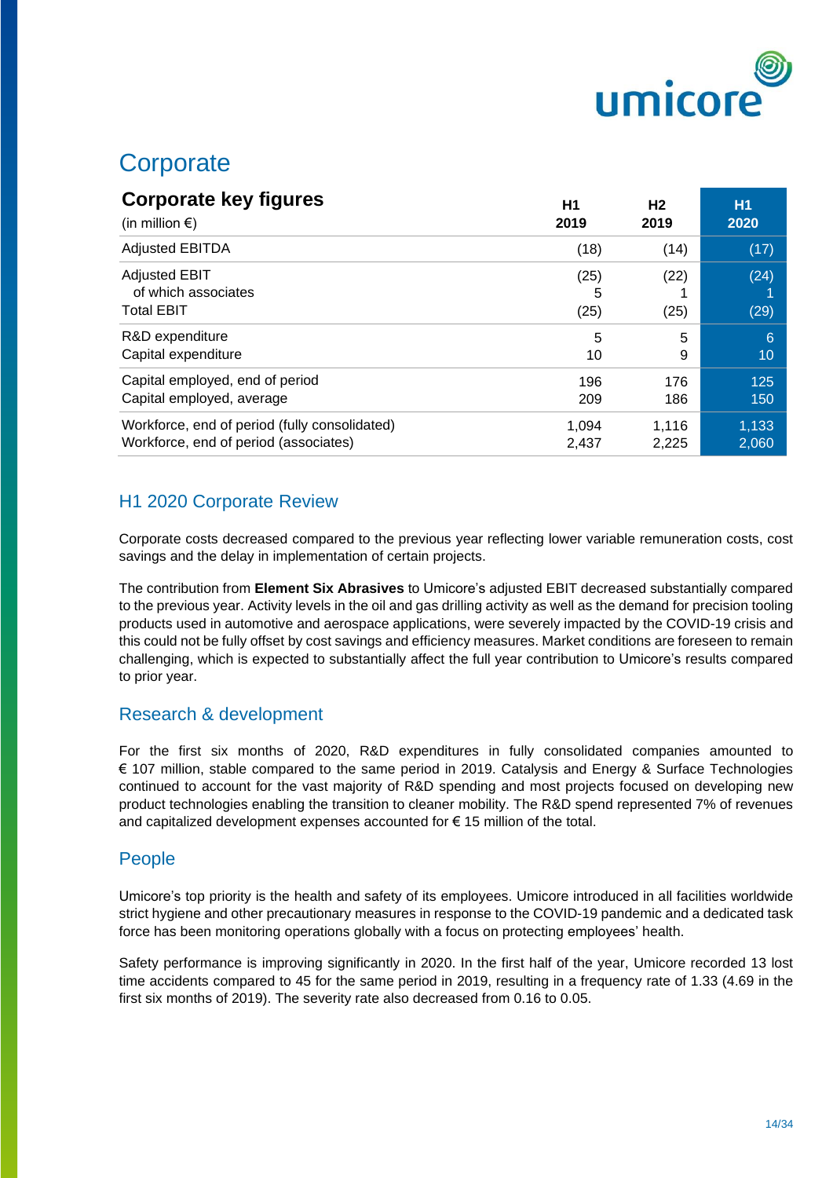# Corporate

| **Corporate key figures** (in million €) | **H1 2019** | **H2 2019** | **H1 2020** |
|---|---|---|---|
| Adjusted EBITDA | (18) | (14) | (17) |
| Adjusted EBIT | (25) | (22) | (24) |
| of which associates | 5 | 1 | 1 |
| Total EBIT | (25) | (25) | (29) |
| R&D expenditure | 5 | 5 | 6 |
| Capital expenditure | 10 | 9 | 10 |
| Capital employed, end of period | 196 | 176 | 125 |
| Capital employed, average | 209 | 186 | 150 |
| Workforce, end of period (fully consolidated) | 1,094 | 1,116 | 1,133 |
| Workforce, end of period (associates) | 2,437 | 2,225 | 2,060 |

## H1 2020 Corporate Review

Corporate costs decreased compared to the previous year reflecting lower variable remuneration costs, cost savings and the delay in implementation of certain projects.

The contribution from **Element Six Abrasives** to Umicore's adjusted EBIT decreased substantially compared to the previous year. Activity levels in the oil and gas drilling activity as well as the demand for precision tooling products used in automotive and aerospace applications, were severely impacted by the COVID-19 crisis and this could not be fully offset by cost savings and efficiency measures. Market conditions are foreseen to remain challenging, which is expected to substantially affect the full year contribution to Umicore's results compared to prior year.

## Research & development

For the first six months of 2020, R&D expenditures in fully consolidated companies amounted to € 107 million, stable compared to the same period in 2019. Catalysis and Energy & Surface Technologies continued to account for the vast majority of R&D spending and most projects focused on developing new product technologies enabling the transition to cleaner mobility. The R&D spend represented 7% of revenues and capitalized development expenses accounted for € 15 million of the total.

## People

Umicore's top priority is the health and safety of its employees. Umicore introduced in all facilities worldwide strict hygiene and other precautionary measures in response to the COVID-19 pandemic and a dedicated task force has been monitoring operations globally with a focus on protecting employees' health.

Safety performance is improving significantly in 2020. In the first half of the year, Umicore recorded 13 lost time accidents compared to 45 for the same period in 2019, resulting in a frequency rate of 1.33 (4.69 in the first six months of 2019). The severity rate also decreased from 0.16 to 0.05.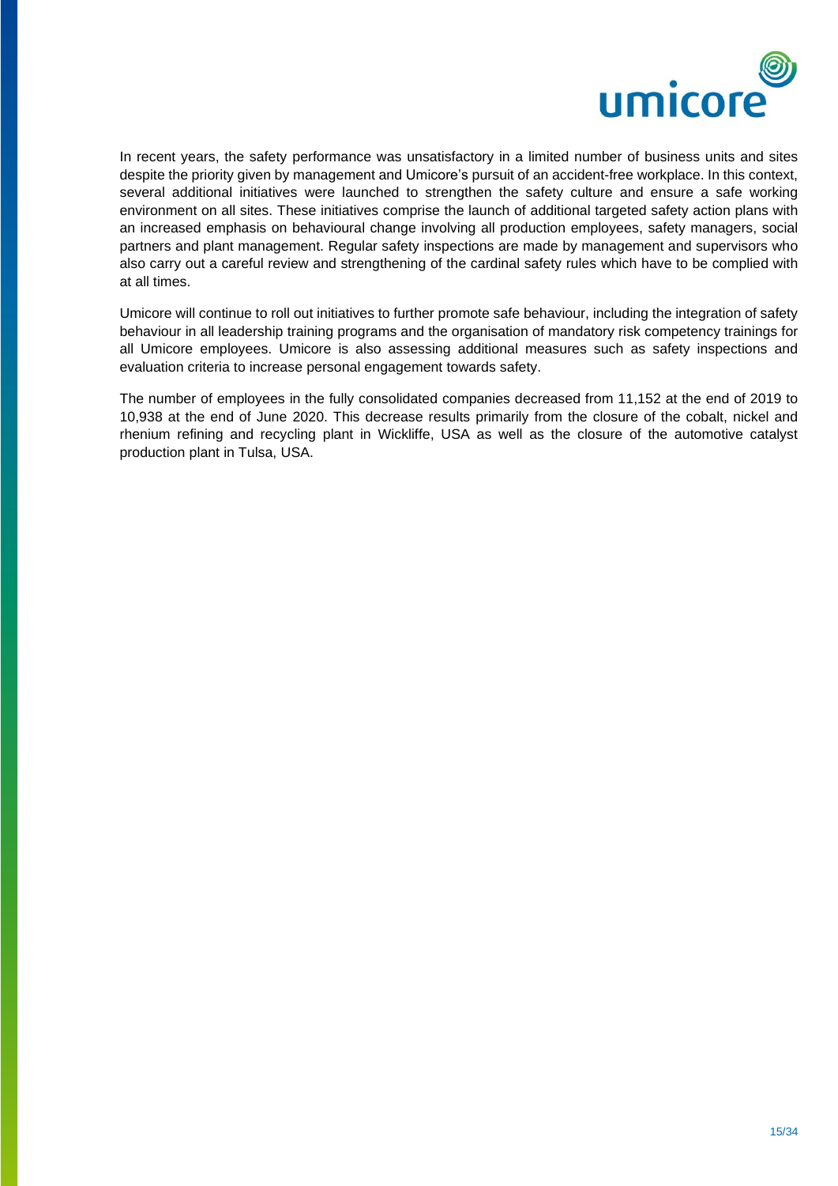In recent years, the safety performance was unsatisfactory in a limited number of business units and sites despite the priority given by management and Umicore's pursuit of an accident-free workplace. In this context, several additional initiatives were launched to strengthen the safety culture and ensure a safe working environment on all sites. These initiatives comprise the launch of additional targeted safety action plans with an increased emphasis on behavioural change involving all production employees, safety managers, social partners and plant management. Regular safety inspections are made by management and supervisors who also carry out a careful review and strengthening of the cardinal safety rules which have to be complied with at all times.

Umicore will continue to roll out initiatives to further promote safe behaviour, including the integration of safety behaviour in all leadership training programs and the organisation of mandatory risk competency trainings for all Umicore employees. Umicore is also assessing additional measures such as safety inspections and evaluation criteria to increase personal engagement towards safety.

The number of employees in the fully consolidated companies decreased from 11,152 at the end of 2019 to 10,938 at the end of June 2020. This decrease results primarily from the closure of the cobalt, nickel and rhenium refining and recycling plant in Wickliffe, USA as well as the closure of the automotive catalyst production plant in Tulsa, USA.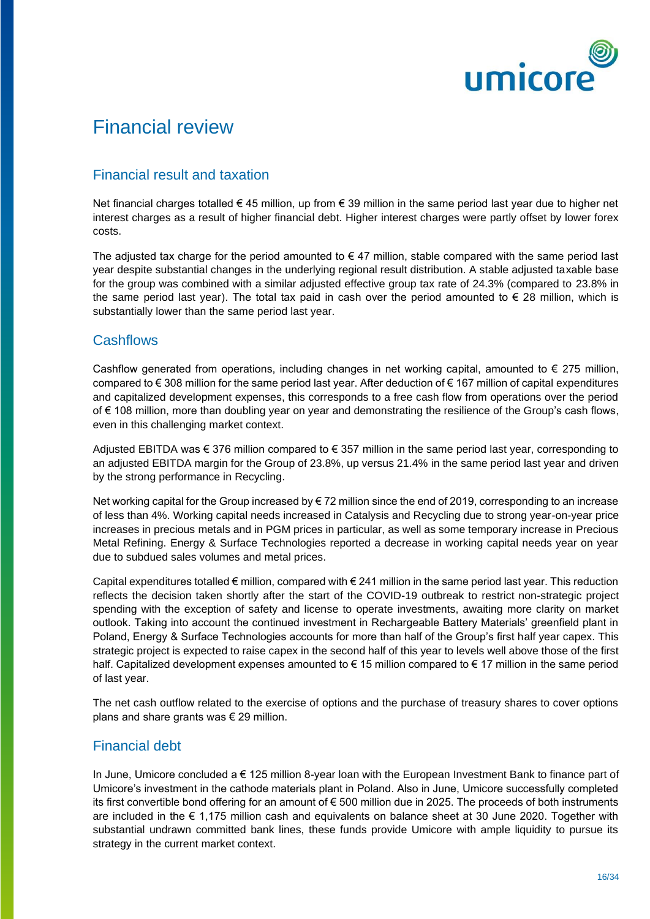# Financial review

## Financial result and taxation

Net financial charges totalled € 45 million, up from € 39 million in the same period last year due to higher net interest charges as a result of higher financial debt. Higher interest charges were partly offset by lower forex costs.

The adjusted tax charge for the period amounted to € 47 million, stable compared with the same period last year despite substantial changes in the underlying regional result distribution. A stable adjusted taxable base for the group was combined with a similar adjusted effective group tax rate of 24.3% (compared to 23.8% in the same period last year). The total tax paid in cash over the period amounted to € 28 million, which is substantially lower than the same period last year.

## Cashflows

Cashflow generated from operations, including changes in net working capital, amounted to € 275 million, compared to € 308 million for the same period last year. After deduction of € 167 million of capital expenditures and capitalized development expenses, this corresponds to a free cash flow from operations over the period of € 108 million, more than doubling year on year and demonstrating the resilience of the Group's cash flows, even in this challenging market context.

Adjusted EBITDA was € 376 million compared to € 357 million in the same period last year, corresponding to an adjusted EBITDA margin for the Group of 23.8%, up versus 21.4% in the same period last year and driven by the strong performance in Recycling.

Net working capital for the Group increased by € 72 million since the end of 2019, corresponding to an increase of less than 4%. Working capital needs increased in Catalysis and Recycling due to strong year-on-year price increases in precious metals and in PGM prices in particular, as well as some temporary increase in Precious Metal Refining. Energy & Surface Technologies reported a decrease in working capital needs year on year due to subdued sales volumes and metal prices.

Capital expenditures totalled € million, compared with € 241 million in the same period last year. This reduction reflects the decision taken shortly after the start of the COVID-19 outbreak to restrict non-strategic project spending with the exception of safety and license to operate investments, awaiting more clarity on market outlook. Taking into account the continued investment in Rechargeable Battery Materials' greenfield plant in Poland, Energy & Surface Technologies accounts for more than half of the Group's first half year capex. This strategic project is expected to raise capex in the second half of this year to levels well above those of the first half. Capitalized development expenses amounted to € 15 million compared to € 17 million in the same period of last year.

The net cash outflow related to the exercise of options and the purchase of treasury shares to cover options plans and share grants was € 29 million.

## Financial debt

In June, Umicore concluded a € 125 million 8-year loan with the European Investment Bank to finance part of Umicore's investment in the cathode materials plant in Poland. Also in June, Umicore successfully completed its first convertible bond offering for an amount of € 500 million due in 2025. The proceeds of both instruments are included in the € 1,175 million cash and equivalents on balance sheet at 30 June 2020. Together with substantial undrawn committed bank lines, these funds provide Umicore with ample liquidity to pursue its strategy in the current market context.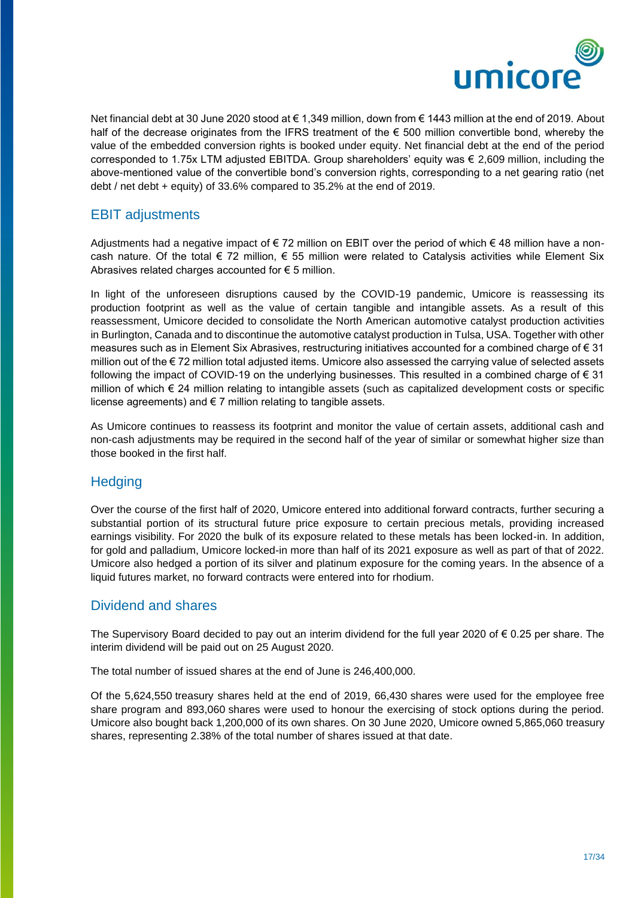Net financial debt at 30 June 2020 stood at € 1,349 million, down from € 1443 million at the end of 2019. About half of the decrease originates from the IFRS treatment of the € 500 million convertible bond, whereby the value of the embedded conversion rights is booked under equity. Net financial debt at the end of the period corresponded to 1.75x LTM adjusted EBITDA. Group shareholders' equity was € 2,609 million, including the above-mentioned value of the convertible bond's conversion rights, corresponding to a net gearing ratio (net debt / net debt + equity) of 33.6% compared to 35.2% at the end of 2019.

## EBIT adjustments

Adjustments had a negative impact of € 72 million on EBIT over the period of which € 48 million have a non-cash nature. Of the total € 72 million, € 55 million were related to Catalysis activities while Element Six Abrasives related charges accounted for € 5 million.

In light of the unforeseen disruptions caused by the COVID-19 pandemic, Umicore is reassessing its production footprint as well as the value of certain tangible and intangible assets. As a result of this reassessment, Umicore decided to consolidate the North American automotive catalyst production activities in Burlington, Canada and to discontinue the automotive catalyst production in Tulsa, USA. Together with other measures such as in Element Six Abrasives, restructuring initiatives accounted for a combined charge of € 31 million out of the € 72 million total adjusted items. Umicore also assessed the carrying value of selected assets following the impact of COVID-19 on the underlying businesses. This resulted in a combined charge of € 31 million of which € 24 million relating to intangible assets (such as capitalized development costs or specific license agreements) and € 7 million relating to tangible assets.

As Umicore continues to reassess its footprint and monitor the value of certain assets, additional cash and non-cash adjustments may be required in the second half of the year of similar or somewhat higher size than those booked in the first half.

## Hedging

Over the course of the first half of 2020, Umicore entered into additional forward contracts, further securing a substantial portion of its structural future price exposure to certain precious metals, providing increased earnings visibility. For 2020 the bulk of its exposure related to these metals has been locked-in. In addition, for gold and palladium, Umicore locked-in more than half of its 2021 exposure as well as part of that of 2022. Umicore also hedged a portion of its silver and platinum exposure for the coming years. In the absence of a liquid futures market, no forward contracts were entered into for rhodium.

## Dividend and shares

The Supervisory Board decided to pay out an interim dividend for the full year 2020 of € 0.25 per share. The interim dividend will be paid out on 25 August 2020.

The total number of issued shares at the end of June is 246,400,000.

Of the 5,624,550 treasury shares held at the end of 2019, 66,430 shares were used for the employee free share program and 893,060 shares were used to honour the exercising of stock options during the period. Umicore also bought back 1,200,000 of its own shares. On 30 June 2020, Umicore owned 5,865,060 treasury shares, representing 2.38% of the total number of shares issued at that date.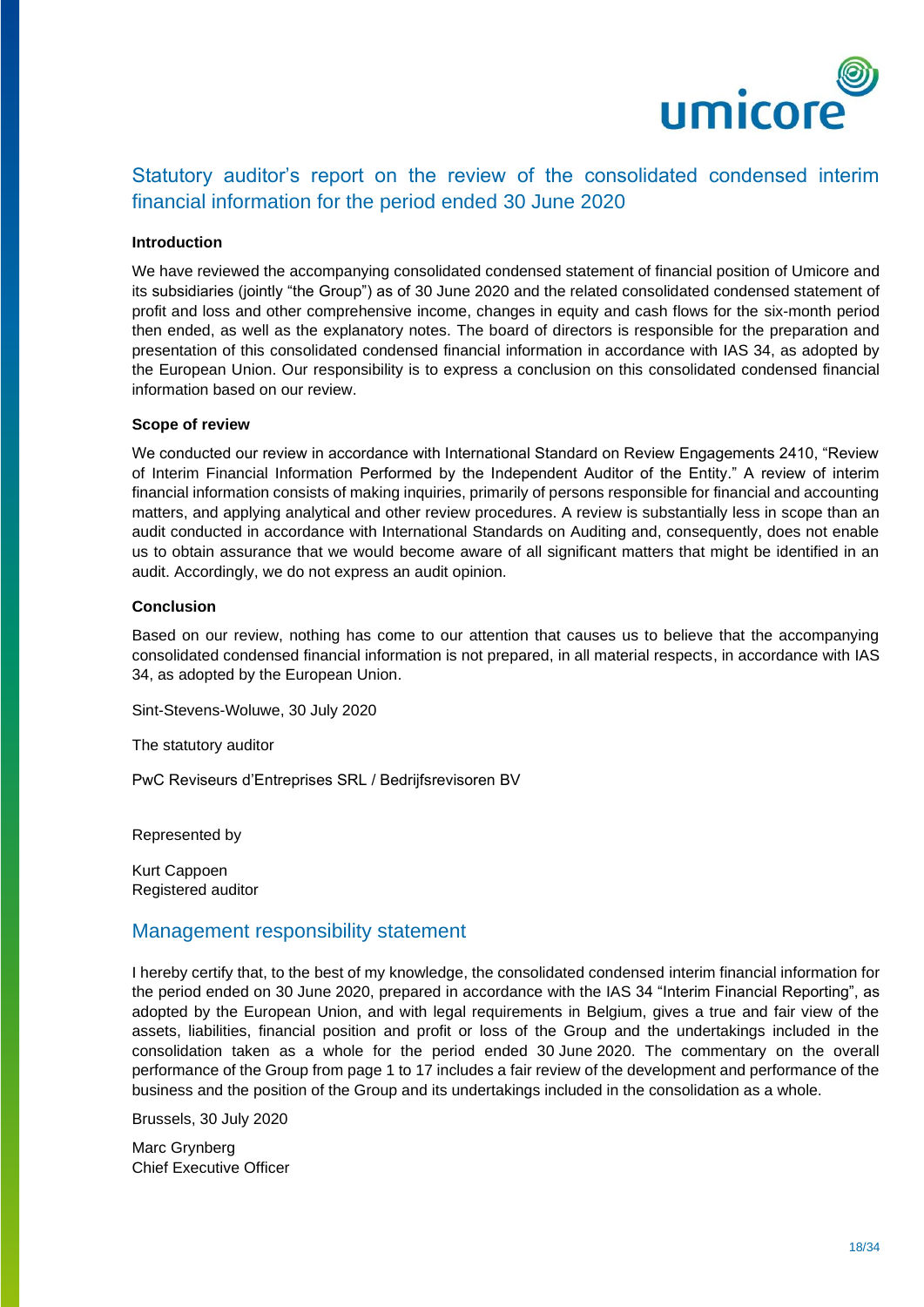## Statutory auditor's report on the review of the consolidated condensed interim financial information for the period ended 30 June 2020

**Introduction**

We have reviewed the accompanying consolidated condensed statement of financial position of Umicore and its subsidiaries (jointly "the Group") as of 30 June 2020 and the related consolidated condensed statement of profit and loss and other comprehensive income, changes in equity and cash flows for the six-month period then ended, as well as the explanatory notes. The board of directors is responsible for the preparation and presentation of this consolidated condensed financial information in accordance with IAS 34, as adopted by the European Union. Our responsibility is to express a conclusion on this consolidated condensed financial information based on our review.

**Scope of review**

We conducted our review in accordance with International Standard on Review Engagements 2410, "Review of Interim Financial Information Performed by the Independent Auditor of the Entity." A review of interim financial information consists of making inquiries, primarily of persons responsible for financial and accounting matters, and applying analytical and other review procedures. A review is substantially less in scope than an audit conducted in accordance with International Standards on Auditing and, consequently, does not enable us to obtain assurance that we would become aware of all significant matters that might be identified in an audit. Accordingly, we do not express an audit opinion.

**Conclusion**

Based on our review, nothing has come to our attention that causes us to believe that the accompanying consolidated condensed financial information is not prepared, in all material respects, in accordance with IAS 34, as adopted by the European Union.

Sint-Stevens-Woluwe, 30 July 2020

The statutory auditor

PwC Reviseurs d'Entreprises SRL / Bedrijfsrevisoren BV

Represented by

Kurt Cappoen
Registered auditor

## Management responsibility statement

I hereby certify that, to the best of my knowledge, the consolidated condensed interim financial information for the period ended on 30 June 2020, prepared in accordance with the IAS 34 "Interim Financial Reporting", as adopted by the European Union, and with legal requirements in Belgium, gives a true and fair view of the assets, liabilities, financial position and profit or loss of the Group and the undertakings included in the consolidation taken as a whole for the period ended 30 June 2020. The commentary on the overall performance of the Group from page 1 to 17 includes a fair review of the development and performance of the business and the position of the Group and its undertakings included in the consolidation as a whole.

Brussels, 30 July 2020

Marc Grynberg
Chief Executive Officer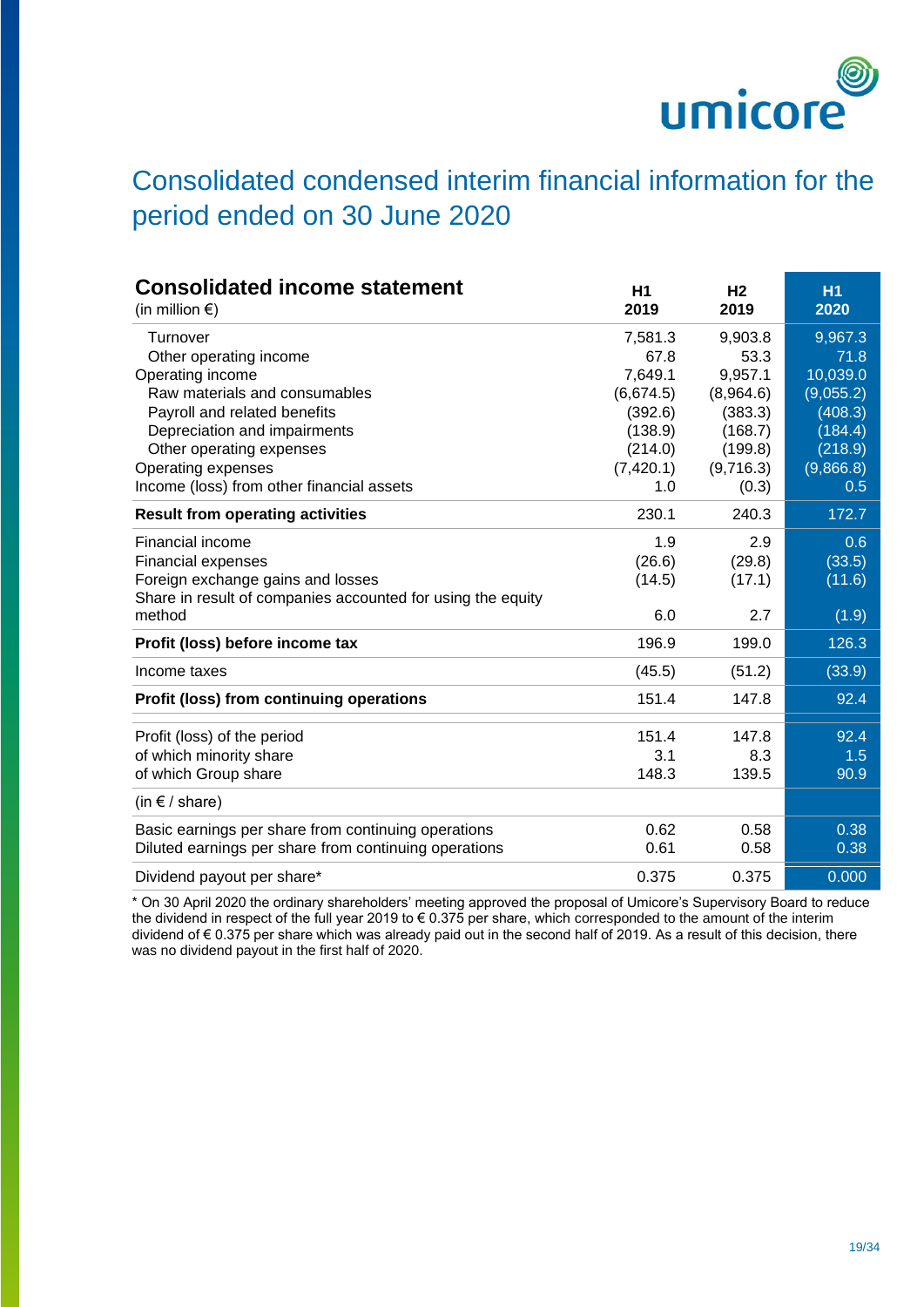# Consolidated condensed interim financial information for the period ended on 30 June 2020

## Consolidated income statement

| (in million €) | H1 2019 | H2 2019 | H1 2020 |
|---|---|---|---|
| Turnover | 7,581.3 | 9,903.8 | 9,967.3 |
| Other operating income | 67.8 | 53.3 | 71.8 |
| Operating income | 7,649.1 | 9,957.1 | 10,039.0 |
| Raw materials and consumables | (6,674.5) | (8,964.6) | (9,055.2) |
| Payroll and related benefits | (392.6) | (383.3) | (408.3) |
| Depreciation and impairments | (138.9) | (168.7) | (184.4) |
| Other operating expenses | (214.0) | (199.8) | (218.9) |
| Operating expenses | (7,420.1) | (9,716.3) | (9,866.8) |
| Income (loss) from other financial assets | 1.0 | (0.3) | 0.5 |
| **Result from operating activities** | 230.1 | 240.3 | 172.7 |
| Financial income | 1.9 | 2.9 | 0.6 |
| Financial expenses | (26.6) | (29.8) | (33.5) |
| Foreign exchange gains and losses | (14.5) | (17.1) | (11.6) |
| Share in result of companies accounted for using the equity method | 6.0 | 2.7 | (1.9) |
| **Profit (loss) before income tax** | 196.9 | 199.0 | 126.3 |
| Income taxes | (45.5) | (51.2) | (33.9) |
| **Profit (loss) from continuing operations** | 151.4 | 147.8 | 92.4 |
| Profit (loss) of the period | 151.4 | 147.8 | 92.4 |
| of which minority share | 3.1 | 8.3 | 1.5 |
| of which Group share | 148.3 | 139.5 | 90.9 |
| (in € / share) | | | |
| Basic earnings per share from continuing operations | 0.62 | 0.58 | 0.38 |
| Diluted earnings per share from continuing operations | 0.61 | 0.58 | 0.38 |
| Dividend payout per share* | 0.375 | 0.375 | 0.000 |

* On 30 April 2020 the ordinary shareholders' meeting approved the proposal of Umicore's Supervisory Board to reduce the dividend in respect of the full year 2019 to € 0.375 per share, which corresponded to the amount of the interim dividend of € 0.375 per share which was already paid out in the second half of 2019. As a result of this decision, there was no dividend payout in the first half of 2020.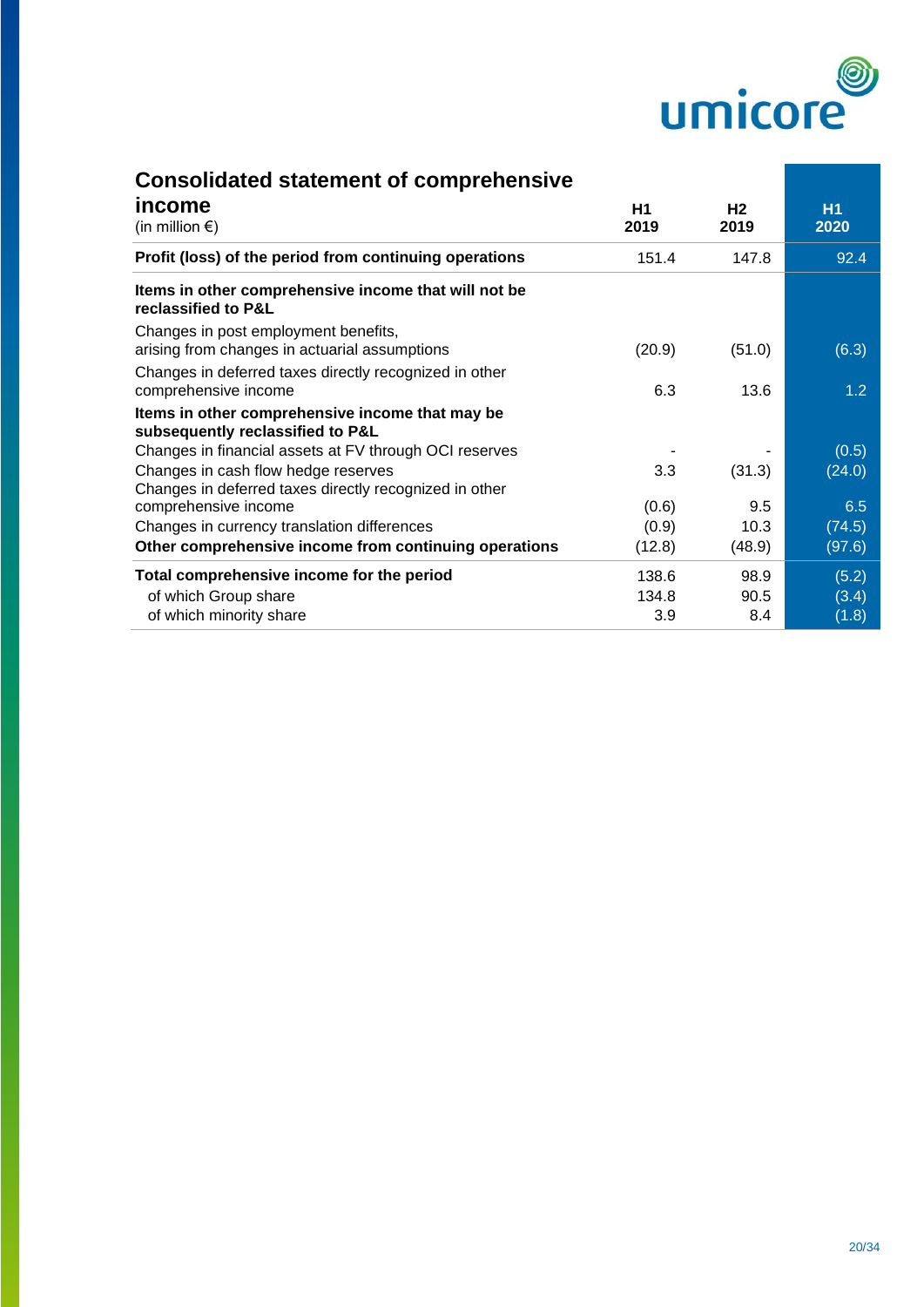## Consolidated statement of comprehensive income

| (in million €) | H1 2019 | H2 2019 | H1 2020 |
|---|---|---|---|
| **Profit (loss) of the period from continuing operations** | 151.4 | 147.8 | 92.4 |
| **Items in other comprehensive income that will not be reclassified to P&L** | | | |
| Changes in post employment benefits, arising from changes in actuarial assumptions | (20.9) | (51.0) | (6.3) |
| Changes in deferred taxes directly recognized in other comprehensive income | 6.3 | 13.6 | 1.2 |
| **Items in other comprehensive income that may be subsequently reclassified to P&L** | | | |
| Changes in financial assets at FV through OCI reserves | - | - | (0.5) |
| Changes in cash flow hedge reserves | 3.3 | (31.3) | (24.0) |
| Changes in deferred taxes directly recognized in other comprehensive income | (0.6) | 9.5 | 6.5 |
| Changes in currency translation differences | (0.9) | 10.3 | (74.5) |
| **Other comprehensive income from continuing operations** | (12.8) | (48.9) | (97.6) |
| **Total comprehensive income for the period** | 138.6 | 98.9 | (5.2) |
| of which Group share | 134.8 | 90.5 | (3.4) |
| of which minority share | 3.9 | 8.4 | (1.8) |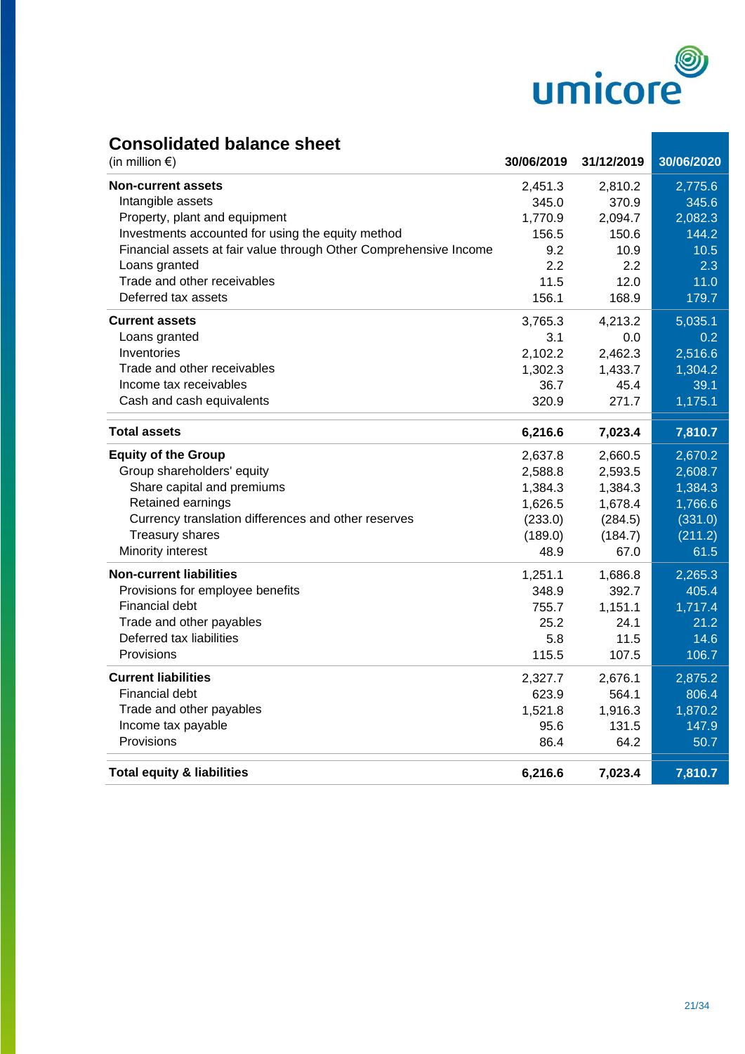## Consolidated balance sheet

| (in million €) | 30/06/2019 | 31/12/2019 | 30/06/2020 |
|---|---|---|---|
| **Non-current assets** | 2,451.3 | 2,810.2 | 2,775.6 |
| Intangible assets | 345.0 | 370.9 | 345.6 |
| Property, plant and equipment | 1,770.9 | 2,094.7 | 2,082.3 |
| Investments accounted for using the equity method | 156.5 | 150.6 | 144.2 |
| Financial assets at fair value through Other Comprehensive Income | 9.2 | 10.9 | 10.5 |
| Loans granted | 2.2 | 2.2 | 2.3 |
| Trade and other receivables | 11.5 | 12.0 | 11.0 |
| Deferred tax assets | 156.1 | 168.9 | 179.7 |
| **Current assets** | 3,765.3 | 4,213.2 | 5,035.1 |
| Loans granted | 3.1 | 0.0 | 0.2 |
| Inventories | 2,102.2 | 2,462.3 | 2,516.6 |
| Trade and other receivables | 1,302.3 | 1,433.7 | 1,304.2 |
| Income tax receivables | 36.7 | 45.4 | 39.1 |
| Cash and cash equivalents | 320.9 | 271.7 | 1,175.1 |
| **Total assets** | **6,216.6** | **7,023.4** | **7,810.7** |
| **Equity of the Group** | 2,637.8 | 2,660.5 | 2,670.2 |
| Group shareholders' equity | 2,588.8 | 2,593.5 | 2,608.7 |
| Share capital and premiums | 1,384.3 | 1,384.3 | 1,384.3 |
| Retained earnings | 1,626.5 | 1,678.4 | 1,766.6 |
| Currency translation differences and other reserves | (233.0) | (284.5) | (331.0) |
| Treasury shares | (189.0) | (184.7) | (211.2) |
| Minority interest | 48.9 | 67.0 | 61.5 |
| **Non-current liabilities** | 1,251.1 | 1,686.8 | 2,265.3 |
| Provisions for employee benefits | 348.9 | 392.7 | 405.4 |
| Financial debt | 755.7 | 1,151.1 | 1,717.4 |
| Trade and other payables | 25.2 | 24.1 | 21.2 |
| Deferred tax liabilities | 5.8 | 11.5 | 14.6 |
| Provisions | 115.5 | 107.5 | 106.7 |
| **Current liabilities** | 2,327.7 | 2,676.1 | 2,875.2 |
| Financial debt | 623.9 | 564.1 | 806.4 |
| Trade and other payables | 1,521.8 | 1,916.3 | 1,870.2 |
| Income tax payable | 95.6 | 131.5 | 147.9 |
| Provisions | 86.4 | 64.2 | 50.7 |
| **Total equity & liabilities** | **6,216.6** | **7,023.4** | **7,810.7** |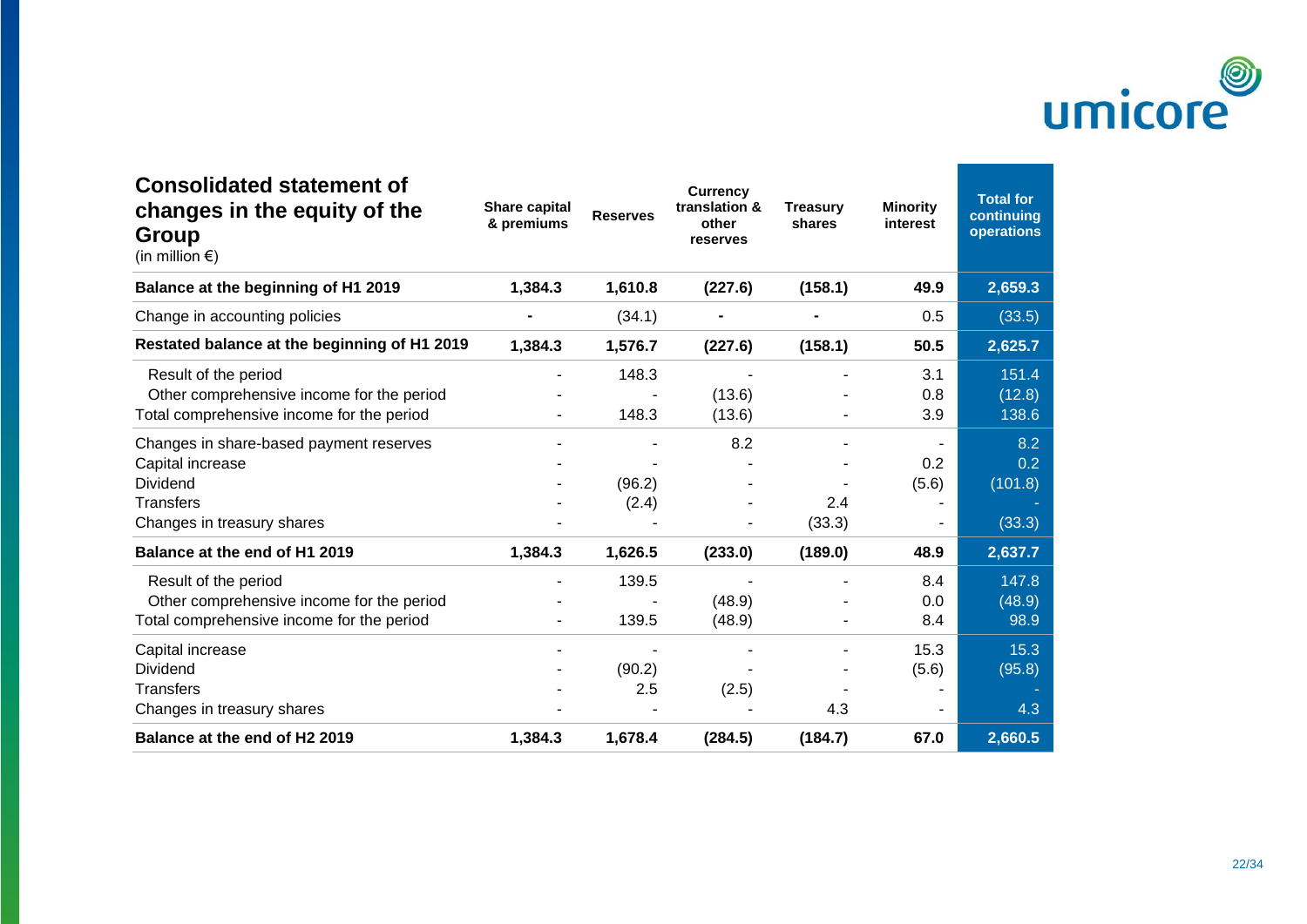## Consolidated statement of changes in the equity of the Group

(in million €)

| | Share capital & premiums | Reserves | Currency translation & other reserves | Treasury shares | Minority interest | Total for continuing operations |
|---|---|---|---|---|---|---|
| **Balance at the beginning of H1 2019** | **1,384.3** | **1,610.8** | **(227.6)** | **(158.1)** | **49.9** | **2,659.3** |
| Change in accounting policies | - | (34.1) | - | - | 0.5 | (33.5) |
| **Restated balance at the beginning of H1 2019** | **1,384.3** | **1,576.7** | **(227.6)** | **(158.1)** | **50.5** | **2,625.7** |
| Result of the period | - | 148.3 | - | - | 3.1 | 151.4 |
| Other comprehensive income for the period | - | - | (13.6) | - | 0.8 | (12.8) |
| Total comprehensive income for the period | - | 148.3 | (13.6) | - | 3.9 | 138.6 |
| Changes in share-based payment reserves | - | - | 8.2 | - | - | 8.2 |
| Capital increase | - | - | - | - | 0.2 | 0.2 |
| Dividend | - | (96.2) | - | - | (5.6) | (101.8) |
| Transfers | - | (2.4) | - | 2.4 | - | - |
| Changes in treasury shares | - | - | - | (33.3) | - | (33.3) |
| **Balance at the end of H1 2019** | **1,384.3** | **1,626.5** | **(233.0)** | **(189.0)** | **48.9** | **2,637.7** |
| Result of the period | - | 139.5 | - | - | 8.4 | 147.8 |
| Other comprehensive income for the period | - | - | (48.9) | - | 0.0 | (48.9) |
| Total comprehensive income for the period | - | 139.5 | (48.9) | - | 8.4 | 98.9 |
| Capital increase | - | - | - | - | 15.3 | 15.3 |
| Dividend | - | (90.2) | - | - | (5.6) | (95.8) |
| Transfers | - | 2.5 | (2.5) | - | - | - |
| Changes in treasury shares | - | - | - | 4.3 | - | 4.3 |
| **Balance at the end of H2 2019** | **1,384.3** | **1,678.4** | **(284.5)** | **(184.7)** | **67.0** | **2,660.5** |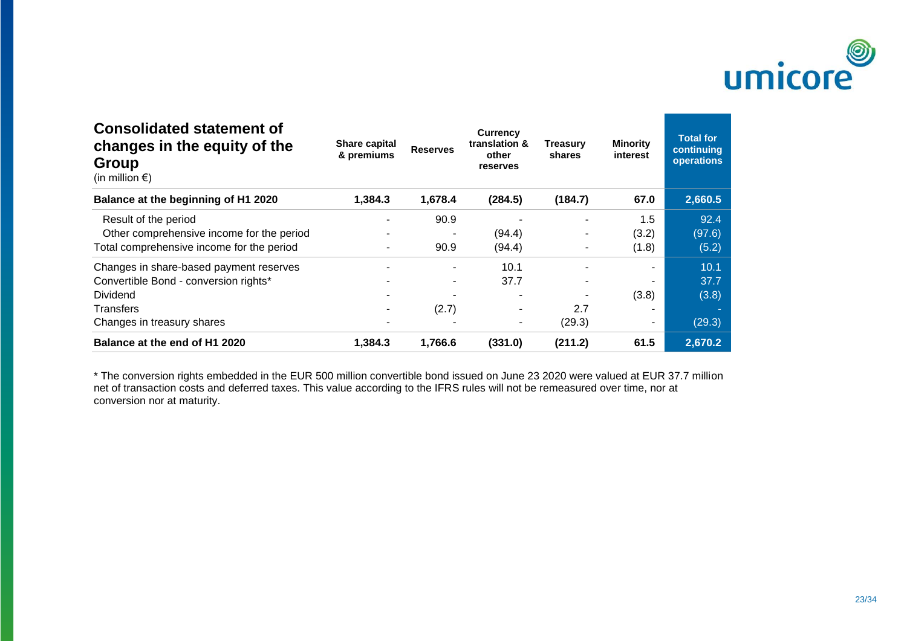## Consolidated statement of changes in the equity of the Group

(in million €)

| | Share capital & premiums | Reserves | Currency translation & other reserves | Treasury shares | Minority interest | Total for continuing operations |
|---|---|---|---|---|---|---|
| **Balance at the beginning of H1 2020** | **1,384.3** | **1,678.4** | **(284.5)** | **(184.7)** | **67.0** | **2,660.5** |
| Result of the period | - | 90.9 | - | - | 1.5 | 92.4 |
| Other comprehensive income for the period | - | - | (94.4) | - | (3.2) | (97.6) |
| Total comprehensive income for the period | - | 90.9 | (94.4) | - | (1.8) | (5.2) |
| Changes in share-based payment reserves | - | - | 10.1 | - | - | 10.1 |
| Convertible Bond - conversion rights* | - | - | 37.7 | - | - | 37.7 |
| Dividend | - | - | - | - | (3.8) | (3.8) |
| Transfers | - | (2.7) | - | 2.7 | - | - |
| Changes in treasury shares | - | - | - | (29.3) | - | (29.3) |
| **Balance at the end of H1 2020** | **1,384.3** | **1,766.6** | **(331.0)** | **(211.2)** | **61.5** | **2,670.2** |

* The conversion rights embedded in the EUR 500 million convertible bond issued on June 23 2020 were valued at EUR 37.7 million net of transaction costs and deferred taxes. This value according to the IFRS rules will not be remeasured over time, nor at conversion nor at maturity.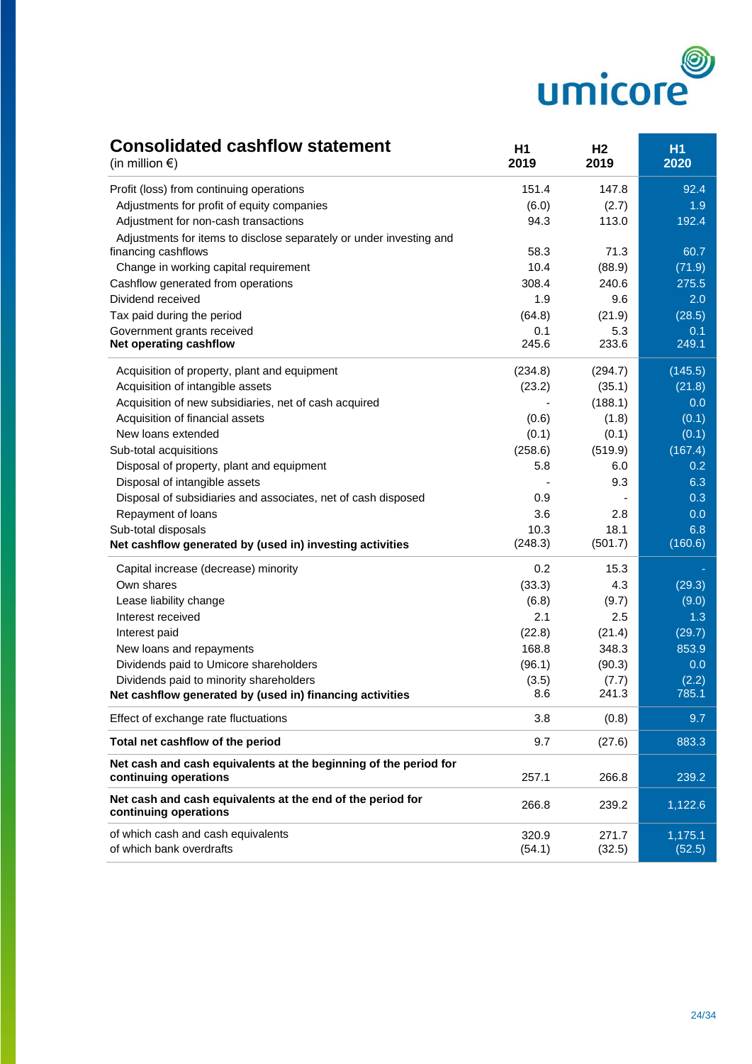## Consolidated cashflow statement

| (in million €) | H1 2019 | H2 2019 | H1 2020 |
|---|---|---|---|
| Profit (loss) from continuing operations | 151.4 | 147.8 | 92.4 |
| Adjustments for profit of equity companies | (6.0) | (2.7) | 1.9 |
| Adjustment for non-cash transactions | 94.3 | 113.0 | 192.4 |
| Adjustments for items to disclose separately or under investing and financing cashflows | 58.3 | 71.3 | 60.7 |
| Change in working capital requirement | 10.4 | (88.9) | (71.9) |
| Cashflow generated from operations | 308.4 | 240.6 | 275.5 |
| Dividend received | 1.9 | 9.6 | 2.0 |
| Tax paid during the period | (64.8) | (21.9) | (28.5) |
| Government grants received | 0.1 | 5.3 | 0.1 |
| **Net operating cashflow** | 245.6 | 233.6 | 249.1 |
| Acquisition of property, plant and equipment | (234.8) | (294.7) | (145.5) |
| Acquisition of intangible assets | (23.2) | (35.1) | (21.8) |
| Acquisition of new subsidiaries, net of cash acquired | - | (188.1) | 0.0 |
| Acquisition of financial assets | (0.6) | (1.8) | (0.1) |
| New loans extended | (0.1) | (0.1) | (0.1) |
| Sub-total acquisitions | (258.6) | (519.9) | (167.4) |
| Disposal of property, plant and equipment | 5.8 | 6.0 | 0.2 |
| Disposal of intangible assets | - | 9.3 | 6.3 |
| Disposal of subsidiaries and associates, net of cash disposed | 0.9 | - | 0.3 |
| Repayment of loans | 3.6 | 2.8 | 0.0 |
| Sub-total disposals | 10.3 | 18.1 | 6.8 |
| **Net cashflow generated by (used in) investing activities** | (248.3) | (501.7) | (160.6) |
| Capital increase (decrease) minority | 0.2 | 15.3 | - |
| Own shares | (33.3) | 4.3 | (29.3) |
| Lease liability change | (6.8) | (9.7) | (9.0) |
| Interest received | 2.1 | 2.5 | 1.3 |
| Interest paid | (22.8) | (21.4) | (29.7) |
| New loans and repayments | 168.8 | 348.3 | 853.9 |
| Dividends paid to Umicore shareholders | (96.1) | (90.3) | 0.0 |
| Dividends paid to minority shareholders | (3.5) | (7.7) | (2.2) |
| **Net cashflow generated by (used in) financing activities** | 8.6 | 241.3 | 785.1 |
| Effect of exchange rate fluctuations | 3.8 | (0.8) | 9.7 |
| **Total net cashflow of the period** | 9.7 | (27.6) | 883.3 |
| **Net cash and cash equivalents at the beginning of the period for continuing operations** | 257.1 | 266.8 | 239.2 |
| **Net cash and cash equivalents at the end of the period for continuing operations** | 266.8 | 239.2 | 1,122.6 |
| of which cash and cash equivalents | 320.9 | 271.7 | 1,175.1 |
| of which bank overdrafts | (54.1) | (32.5) | (52.5) |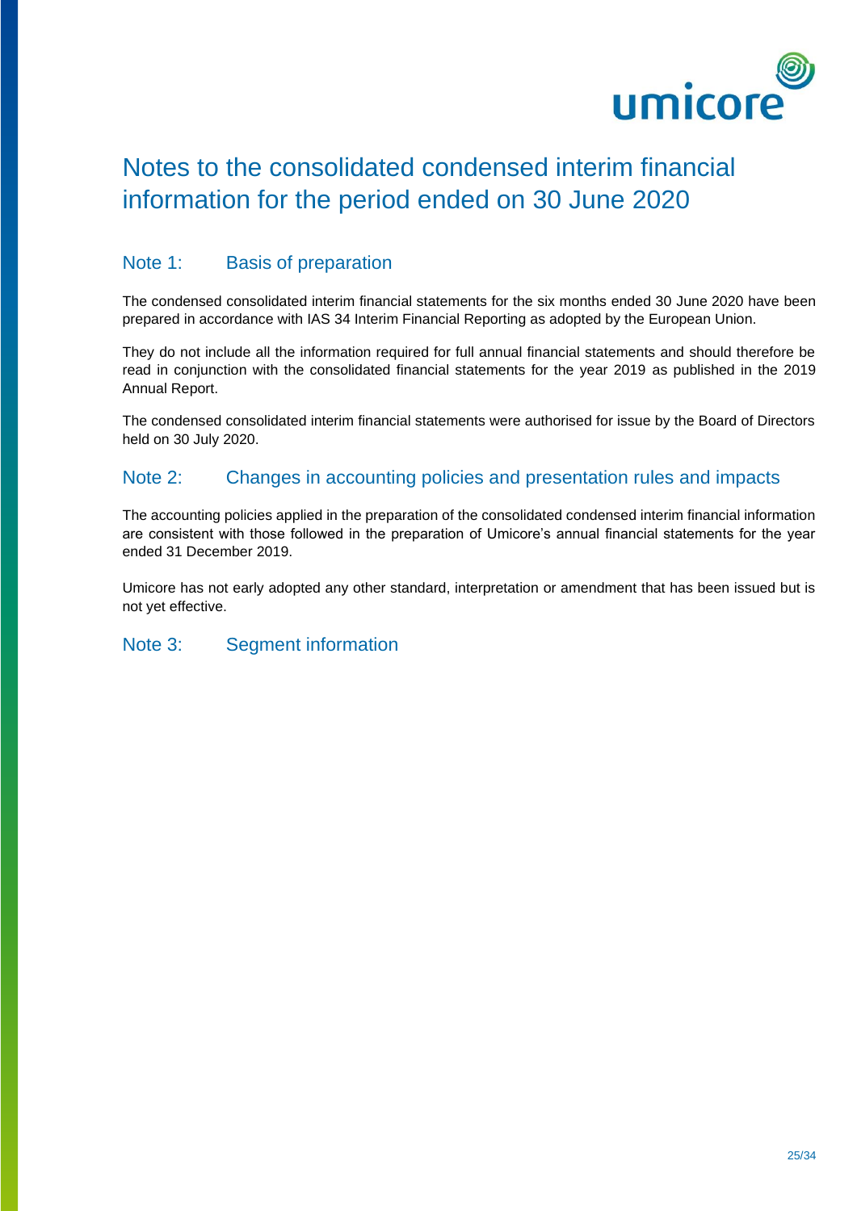# Notes to the consolidated condensed interim financial information for the period ended on 30 June 2020

## Note 1: Basis of preparation

The condensed consolidated interim financial statements for the six months ended 30 June 2020 have been prepared in accordance with IAS 34 Interim Financial Reporting as adopted by the European Union.

They do not include all the information required for full annual financial statements and should therefore be read in conjunction with the consolidated financial statements for the year 2019 as published in the 2019 Annual Report.

The condensed consolidated interim financial statements were authorised for issue by the Board of Directors held on 30 July 2020.

## Note 2: Changes in accounting policies and presentation rules and impacts

The accounting policies applied in the preparation of the consolidated condensed interim financial information are consistent with those followed in the preparation of Umicore's annual financial statements for the year ended 31 December 2019.

Umicore has not early adopted any other standard, interpretation or amendment that has been issued but is not yet effective.

## Note 3: Segment information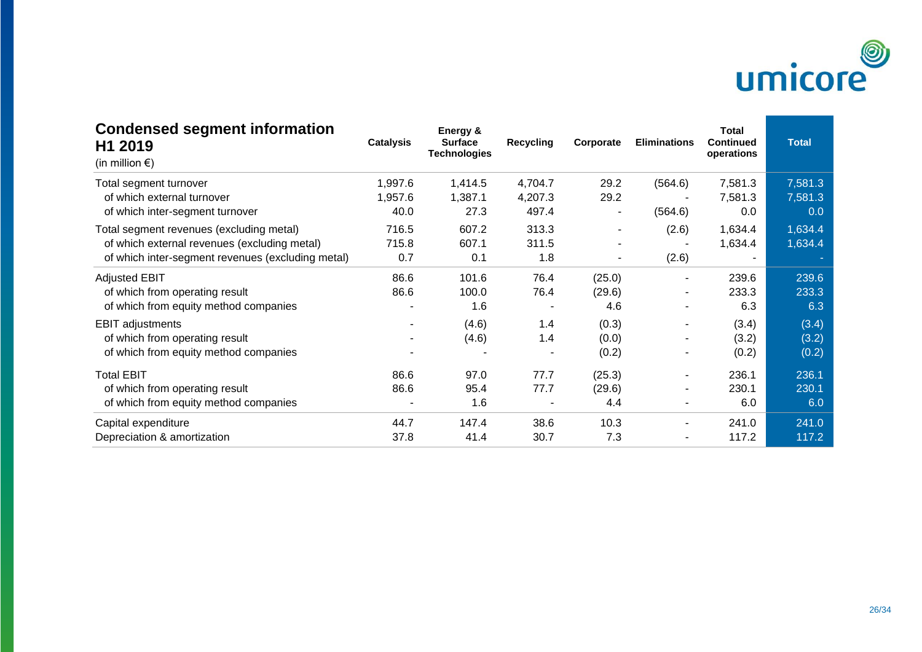## Condensed segment information H1 2019

(in million €)

| | Catalysis | Energy & Surface Technologies | Recycling | Corporate | Eliminations | Total Continued operations | Total |
|---|---|---|---|---|---|---|---|
| Total segment turnover | 1,997.6 | 1,414.5 | 4,704.7 | 29.2 | (564.6) | 7,581.3 | 7,581.3 |
| of which external turnover | 1,957.6 | 1,387.1 | 4,207.3 | 29.2 | - | 7,581.3 | 7,581.3 |
| of which inter-segment turnover | 40.0 | 27.3 | 497.4 | - | (564.6) | 0.0 | 0.0 |
| Total segment revenues (excluding metal) | 716.5 | 607.2 | 313.3 | - | (2.6) | 1,634.4 | 1,634.4 |
| of which external revenues (excluding metal) | 715.8 | 607.1 | 311.5 | - | - | 1,634.4 | 1,634.4 |
| of which inter-segment revenues (excluding metal) | 0.7 | 0.1 | 1.8 | - | (2.6) | - | - |
| Adjusted EBIT | 86.6 | 101.6 | 76.4 | (25.0) | - | 239.6 | 239.6 |
| of which from operating result | 86.6 | 100.0 | 76.4 | (29.6) | - | 233.3 | 233.3 |
| of which from equity method companies | - | 1.6 | - | 4.6 | - | 6.3 | 6.3 |
| EBIT adjustments | - | (4.6) | 1.4 | (0.3) | - | (3.4) | (3.4) |
| of which from operating result | - | (4.6) | 1.4 | (0.0) | - | (3.2) | (3.2) |
| of which from equity method companies | - | - | - | (0.2) | - | (0.2) | (0.2) |
| Total EBIT | 86.6 | 97.0 | 77.7 | (25.3) | - | 236.1 | 236.1 |
| of which from operating result | 86.6 | 95.4 | 77.7 | (29.6) | - | 230.1 | 230.1 |
| of which from equity method companies | - | 1.6 | - | 4.4 | - | 6.0 | 6.0 |
| Capital expenditure | 44.7 | 147.4 | 38.6 | 10.3 | - | 241.0 | 241.0 |
| Depreciation & amortization | 37.8 | 41.4 | 30.7 | 7.3 | - | 117.2 | 117.2 |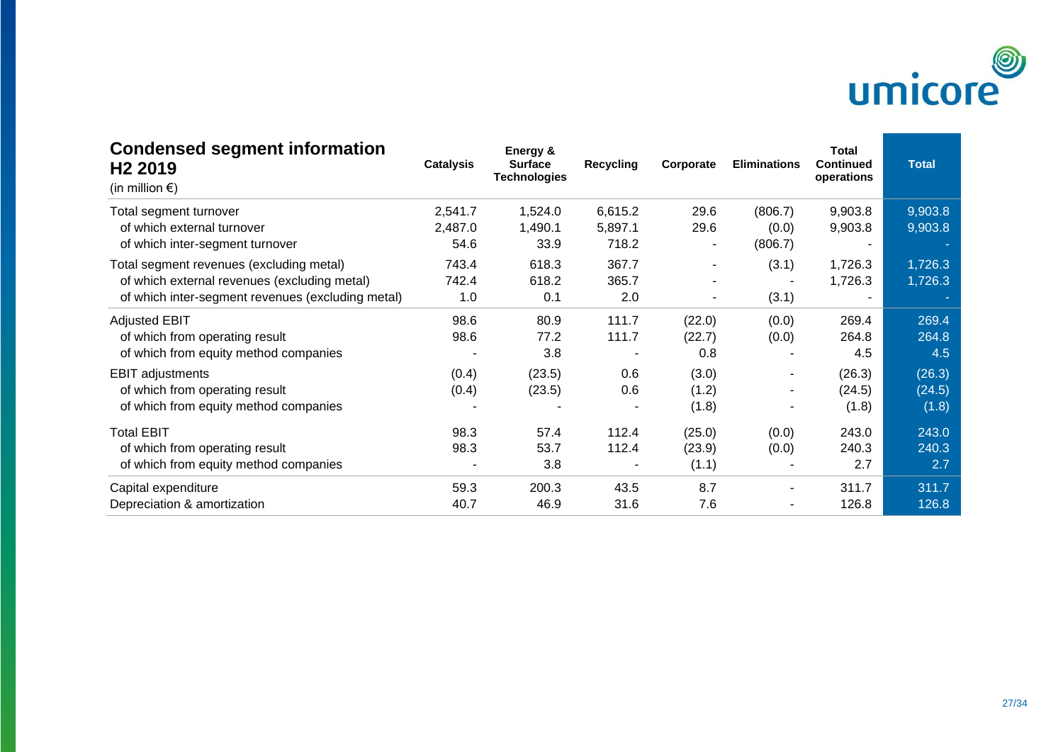## Condensed segment information H2 2019

(in million €)

| | Catalysis | Energy & Surface Technologies | Recycling | Corporate | Eliminations | Total Continued operations | Total |
|---|---|---|---|---|---|---|---|
| Total segment turnover | 2,541.7 | 1,524.0 | 6,615.2 | 29.6 | (806.7) | 9,903.8 | 9,903.8 |
| of which external turnover | 2,487.0 | 1,490.1 | 5,897.1 | 29.6 | (0.0) | 9,903.8 | 9,903.8 |
| of which inter-segment turnover | 54.6 | 33.9 | 718.2 | - | (806.7) | - | - |
| Total segment revenues (excluding metal) | 743.4 | 618.3 | 367.7 | - | (3.1) | 1,726.3 | 1,726.3 |
| of which external revenues (excluding metal) | 742.4 | 618.2 | 365.7 | - | - | 1,726.3 | 1,726.3 |
| of which inter-segment revenues (excluding metal) | 1.0 | 0.1 | 2.0 | - | (3.1) | - | - |
| Adjusted EBIT | 98.6 | 80.9 | 111.7 | (22.0) | (0.0) | 269.4 | 269.4 |
| of which from operating result | 98.6 | 77.2 | 111.7 | (22.7) | (0.0) | 264.8 | 264.8 |
| of which from equity method companies | - | 3.8 | - | 0.8 | - | 4.5 | 4.5 |
| EBIT adjustments | (0.4) | (23.5) | 0.6 | (3.0) | - | (26.3) | (26.3) |
| of which from operating result | (0.4) | (23.5) | 0.6 | (1.2) | - | (24.5) | (24.5) |
| of which from equity method companies | - | - | - | (1.8) | - | (1.8) | (1.8) |
| Total EBIT | 98.3 | 57.4 | 112.4 | (25.0) | (0.0) | 243.0 | 243.0 |
| of which from operating result | 98.3 | 53.7 | 112.4 | (23.9) | (0.0) | 240.3 | 240.3 |
| of which from equity method companies | - | 3.8 | - | (1.1) | - | 2.7 | 2.7 |
| Capital expenditure | 59.3 | 200.3 | 43.5 | 8.7 | - | 311.7 | 311.7 |
| Depreciation & amortization | 40.7 | 46.9 | 31.6 | 7.6 | - | 126.8 | 126.8 |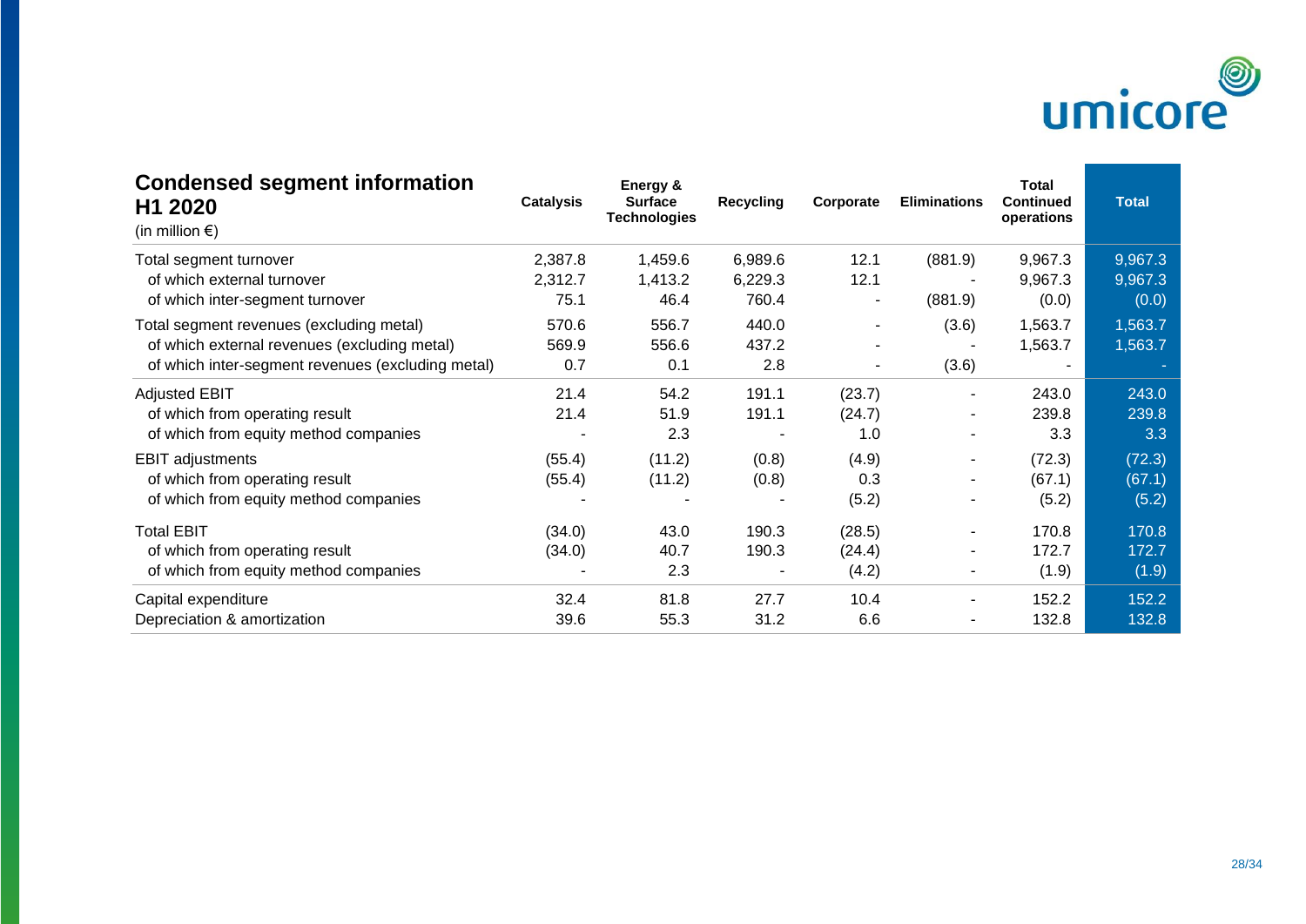## Condensed segment information H1 2020

(in million €)

| | Catalysis | Energy & Surface Technologies | Recycling | Corporate | Eliminations | Total Continued operations | Total |
|---|---|---|---|---|---|---|---|
| Total segment turnover | 2,387.8 | 1,459.6 | 6,989.6 | 12.1 | (881.9) | 9,967.3 | 9,967.3 |
| of which external turnover | 2,312.7 | 1,413.2 | 6,229.3 | 12.1 | - | 9,967.3 | 9,967.3 |
| of which inter-segment turnover | 75.1 | 46.4 | 760.4 | - | (881.9) | (0.0) | (0.0) |
| Total segment revenues (excluding metal) | 570.6 | 556.7 | 440.0 | - | (3.6) | 1,563.7 | 1,563.7 |
| of which external revenues (excluding metal) | 569.9 | 556.6 | 437.2 | - | - | 1,563.7 | 1,563.7 |
| of which inter-segment revenues (excluding metal) | 0.7 | 0.1 | 2.8 | - | (3.6) | - | - |
| Adjusted EBIT | 21.4 | 54.2 | 191.1 | (23.7) | - | 243.0 | 243.0 |
| of which from operating result | 21.4 | 51.9 | 191.1 | (24.7) | - | 239.8 | 239.8 |
| of which from equity method companies | - | 2.3 | - | 1.0 | - | 3.3 | 3.3 |
| EBIT adjustments | (55.4) | (11.2) | (0.8) | (4.9) | - | (72.3) | (72.3) |
| of which from operating result | (55.4) | (11.2) | (0.8) | 0.3 | - | (67.1) | (67.1) |
| of which from equity method companies | - | - | - | (5.2) | - | (5.2) | (5.2) |
| Total EBIT | (34.0) | 43.0 | 190.3 | (28.5) | - | 170.8 | 170.8 |
| of which from operating result | (34.0) | 40.7 | 190.3 | (24.4) | - | 172.7 | 172.7 |
| of which from equity method companies | - | 2.3 | - | (4.2) | - | (1.9) | (1.9) |
| Capital expenditure | 32.4 | 81.8 | 27.7 | 10.4 | - | 152.2 | 152.2 |
| Depreciation & amortization | 39.6 | 55.3 | 31.2 | 6.6 | - | 132.8 | 132.8 |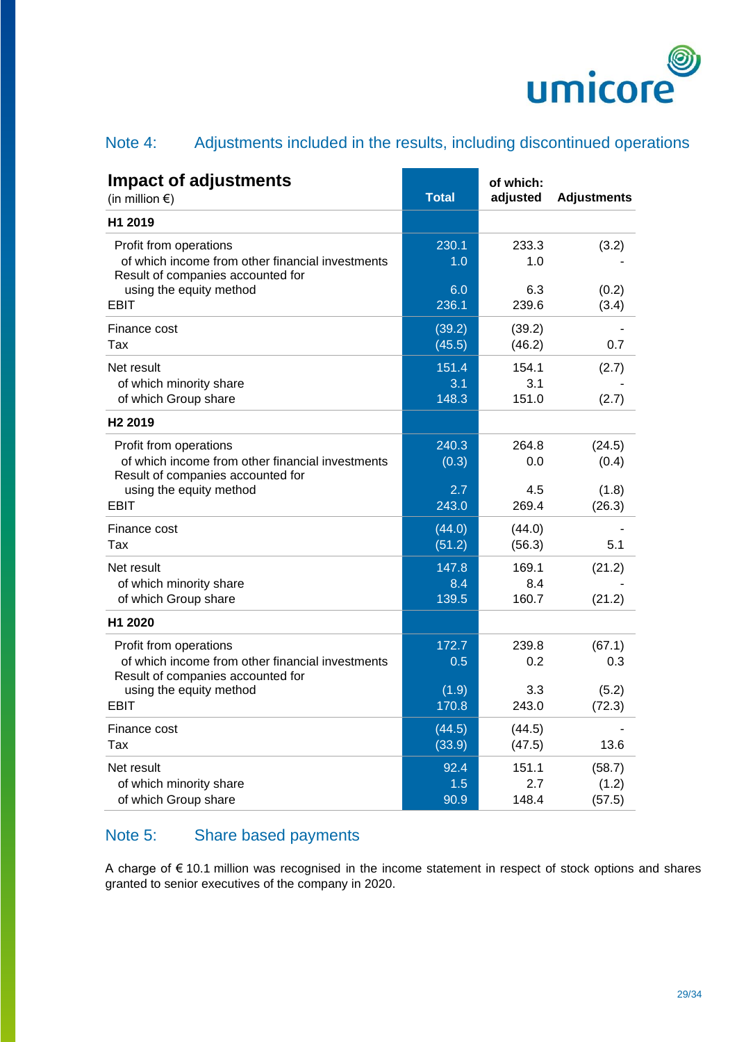## Note 4: Adjustments included in the results, including discontinued operations

| **Impact of adjustments** (in million €) | **Total** | **of which: adjusted** | **Adjustments** |
|---|---|---|---|
| **H1 2019** | | | |
| Profit from operations | 230.1 | 233.3 | (3.2) |
| of which income from other financial investments | 1.0 | 1.0 | - |
| Result of companies accounted for using the equity method | 6.0 | 6.3 | (0.2) |
| EBIT | 236.1 | 239.6 | (3.4) |
| Finance cost | (39.2) | (39.2) | - |
| Tax | (45.5) | (46.2) | 0.7 |
| Net result | 151.4 | 154.1 | (2.7) |
| of which minority share | 3.1 | 3.1 | - |
| of which Group share | 148.3 | 151.0 | (2.7) |
| **H2 2019** | | | |
| Profit from operations | 240.3 | 264.8 | (24.5) |
| of which income from other financial investments | (0.3) | 0.0 | (0.4) |
| Result of companies accounted for using the equity method | 2.7 | 4.5 | (1.8) |
| EBIT | 243.0 | 269.4 | (26.3) |
| Finance cost | (44.0) | (44.0) | - |
| Tax | (51.2) | (56.3) | 5.1 |
| Net result | 147.8 | 169.1 | (21.2) |
| of which minority share | 8.4 | 8.4 | - |
| of which Group share | 139.5 | 160.7 | (21.2) |
| **H1 2020** | | | |
| Profit from operations | 172.7 | 239.8 | (67.1) |
| of which income from other financial investments | 0.5 | 0.2 | 0.3 |
| Result of companies accounted for using the equity method | (1.9) | 3.3 | (5.2) |
| EBIT | 170.8 | 243.0 | (72.3) |
| Finance cost | (44.5) | (44.5) | - |
| Tax | (33.9) | (47.5) | 13.6 |
| Net result | 92.4 | 151.1 | (58.7) |
| of which minority share | 1.5 | 2.7 | (1.2) |
| of which Group share | 90.9 | 148.4 | (57.5) |

## Note 5: Share based payments

A charge of € 10.1 million was recognised in the income statement in respect of stock options and shares granted to senior executives of the company in 2020.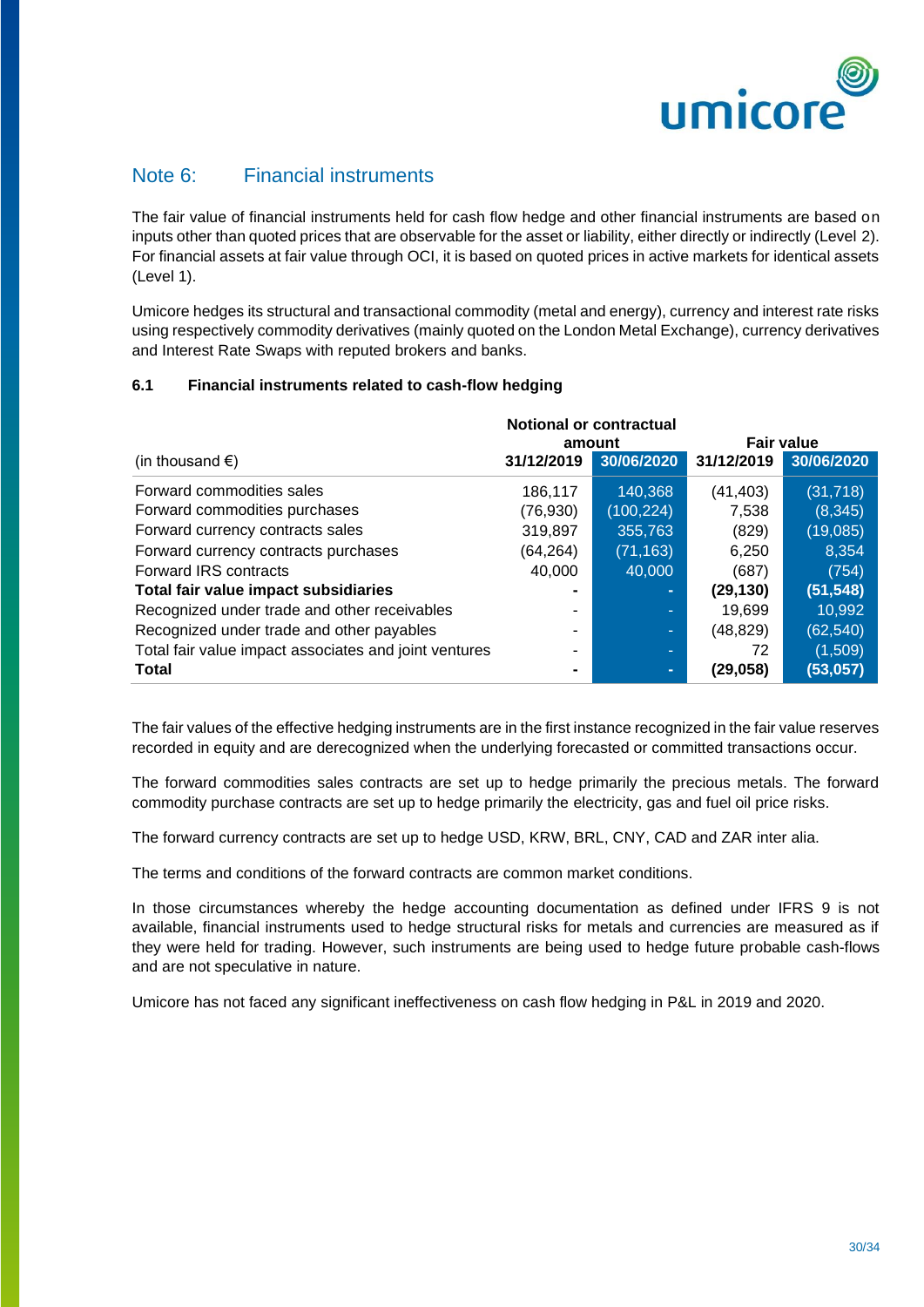## Note 6: Financial instruments

The fair value of financial instruments held for cash flow hedge and other financial instruments are based on inputs other than quoted prices that are observable for the asset or liability, either directly or indirectly (Level 2). For financial assets at fair value through OCI, it is based on quoted prices in active markets for identical assets (Level 1).

Umicore hedges its structural and transactional commodity (metal and energy), currency and interest rate risks using respectively commodity derivatives (mainly quoted on the London Metal Exchange), currency derivatives and Interest Rate Swaps with reputed brokers and banks.

### 6.1 Financial instruments related to cash-flow hedging

| | Notional or contractual amount | | Fair value | |
|---|---|---|---|---|
| (in thousand €) | 31/12/2019 | 30/06/2020 | 31/12/2019 | 30/06/2020 |
| Forward commodities sales | 186,117 | 140,368 | (41,403) | (31,718) |
| Forward commodities purchases | (76,930) | (100,224) | 7,538 | (8,345) |
| Forward currency contracts sales | 319,897 | 355,763 | (829) | (19,085) |
| Forward currency contracts purchases | (64,264) | (71,163) | 6,250 | 8,354 |
| Forward IRS contracts | 40,000 | 40,000 | (687) | (754) |
| **Total fair value impact subsidiaries** | **-** | **-** | **(29,130)** | **(51,548)** |
| Recognized under trade and other receivables | - | - | 19,699 | 10,992 |
| Recognized under trade and other payables | - | - | (48,829) | (62,540) |
| Total fair value impact associates and joint ventures | - | - | 72 | (1,509) |
| **Total** | **-** | **-** | **(29,058)** | **(53,057)** |

The fair values of the effective hedging instruments are in the first instance recognized in the fair value reserves recorded in equity and are derecognized when the underlying forecasted or committed transactions occur.

The forward commodities sales contracts are set up to hedge primarily the precious metals. The forward commodity purchase contracts are set up to hedge primarily the electricity, gas and fuel oil price risks.

The forward currency contracts are set up to hedge USD, KRW, BRL, CNY, CAD and ZAR inter alia.

The terms and conditions of the forward contracts are common market conditions.

In those circumstances whereby the hedge accounting documentation as defined under IFRS 9 is not available, financial instruments used to hedge structural risks for metals and currencies are measured as if they were held for trading. However, such instruments are being used to hedge future probable cash-flows and are not speculative in nature.

Umicore has not faced any significant ineffectiveness on cash flow hedging in P&L in 2019 and 2020.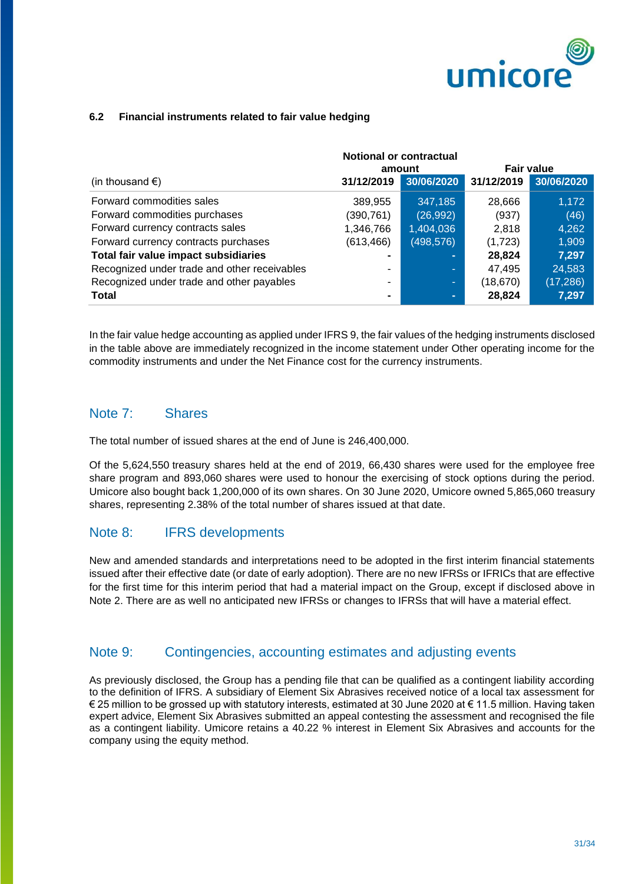### 6.2 Financial instruments related to fair value hedging

| (in thousand €) | Notional or contractual amount | | Fair value | |
|---|---|---|---|---|
| | 31/12/2019 | 30/06/2020 | 31/12/2019 | 30/06/2020 |
| Forward commodities sales | 389,955 | 347,185 | 28,666 | 1,172 |
| Forward commodities purchases | (390,761) | (26,992) | (937) | (46) |
| Forward currency contracts sales | 1,346,766 | 1,404,036 | 2,818 | 4,262 |
| Forward currency contracts purchases | (613,466) | (498,576) | (1,723) | 1,909 |
| **Total fair value impact subsidiaries** | **-** | **-** | **28,824** | **7,297** |
| Recognized under trade and other receivables | - | - | 47,495 | 24,583 |
| Recognized under trade and other payables | - | - | (18,670) | (17,286) |
| **Total** | **-** | **-** | **28,824** | **7,297** |

In the fair value hedge accounting as applied under IFRS 9, the fair values of the hedging instruments disclosed in the table above are immediately recognized in the income statement under Other operating income for the commodity instruments and under the Net Finance cost for the currency instruments.

## Note 7: Shares

The total number of issued shares at the end of June is 246,400,000.

Of the 5,624,550 treasury shares held at the end of 2019, 66,430 shares were used for the employee free share program and 893,060 shares were used to honour the exercising of stock options during the period. Umicore also bought back 1,200,000 of its own shares. On 30 June 2020, Umicore owned 5,865,060 treasury shares, representing 2.38% of the total number of shares issued at that date.

## Note 8: IFRS developments

New and amended standards and interpretations need to be adopted in the first interim financial statements issued after their effective date (or date of early adoption). There are no new IFRSs or IFRICs that are effective for the first time for this interim period that had a material impact on the Group, except if disclosed above in Note 2. There are as well no anticipated new IFRSs or changes to IFRSs that will have a material effect.

## Note 9: Contingencies, accounting estimates and adjusting events

As previously disclosed, the Group has a pending file that can be qualified as a contingent liability according to the definition of IFRS. A subsidiary of Element Six Abrasives received notice of a local tax assessment for € 25 million to be grossed up with statutory interests, estimated at 30 June 2020 at € 11.5 million. Having taken expert advice, Element Six Abrasives submitted an appeal contesting the assessment and recognised the file as a contingent liability. Umicore retains a 40.22 % interest in Element Six Abrasives and accounts for the company using the equity method.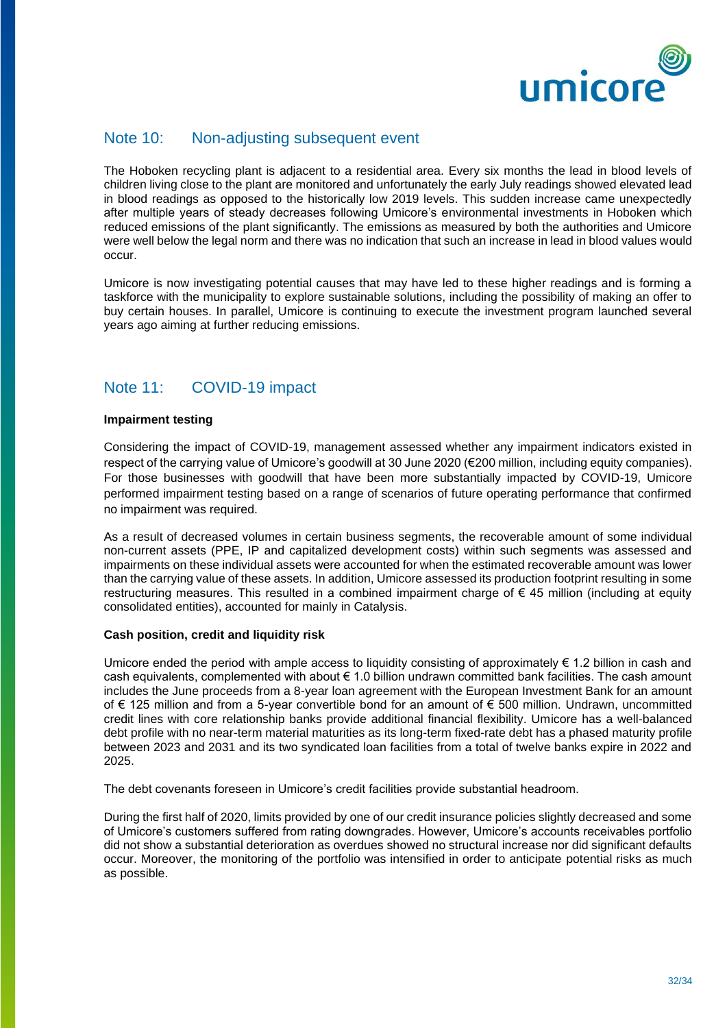## Note 10: Non-adjusting subsequent event

The Hoboken recycling plant is adjacent to a residential area. Every six months the lead in blood levels of children living close to the plant are monitored and unfortunately the early July readings showed elevated lead in blood readings as opposed to the historically low 2019 levels. This sudden increase came unexpectedly after multiple years of steady decreases following Umicore's environmental investments in Hoboken which reduced emissions of the plant significantly. The emissions as measured by both the authorities and Umicore were well below the legal norm and there was no indication that such an increase in lead in blood values would occur.

Umicore is now investigating potential causes that may have led to these higher readings and is forming a taskforce with the municipality to explore sustainable solutions, including the possibility of making an offer to buy certain houses. In parallel, Umicore is continuing to execute the investment program launched several years ago aiming at further reducing emissions.

## Note 11: COVID-19 impact

**Impairment testing**

Considering the impact of COVID-19, management assessed whether any impairment indicators existed in respect of the carrying value of Umicore's goodwill at 30 June 2020 (€200 million, including equity companies). For those businesses with goodwill that have been more substantially impacted by COVID-19, Umicore performed impairment testing based on a range of scenarios of future operating performance that confirmed no impairment was required.

As a result of decreased volumes in certain business segments, the recoverable amount of some individual non-current assets (PPE, IP and capitalized development costs) within such segments was assessed and impairments on these individual assets were accounted for when the estimated recoverable amount was lower than the carrying value of these assets. In addition, Umicore assessed its production footprint resulting in some restructuring measures. This resulted in a combined impairment charge of € 45 million (including at equity consolidated entities), accounted for mainly in Catalysis.

**Cash position, credit and liquidity risk**

Umicore ended the period with ample access to liquidity consisting of approximately € 1.2 billion in cash and cash equivalents, complemented with about € 1.0 billion undrawn committed bank facilities. The cash amount includes the June proceeds from a 8-year loan agreement with the European Investment Bank for an amount of € 125 million and from a 5-year convertible bond for an amount of € 500 million. Undrawn, uncommitted credit lines with core relationship banks provide additional financial flexibility. Umicore has a well-balanced debt profile with no near-term material maturities as its long-term fixed-rate debt has a phased maturity profile between 2023 and 2031 and its two syndicated loan facilities from a total of twelve banks expire in 2022 and 2025.

The debt covenants foreseen in Umicore's credit facilities provide substantial headroom.

During the first half of 2020, limits provided by one of our credit insurance policies slightly decreased and some of Umicore's customers suffered from rating downgrades. However, Umicore's accounts receivables portfolio did not show a substantial deterioration as overdues showed no structural increase nor did significant defaults occur. Moreover, the monitoring of the portfolio was intensified in order to anticipate potential risks as much as possible.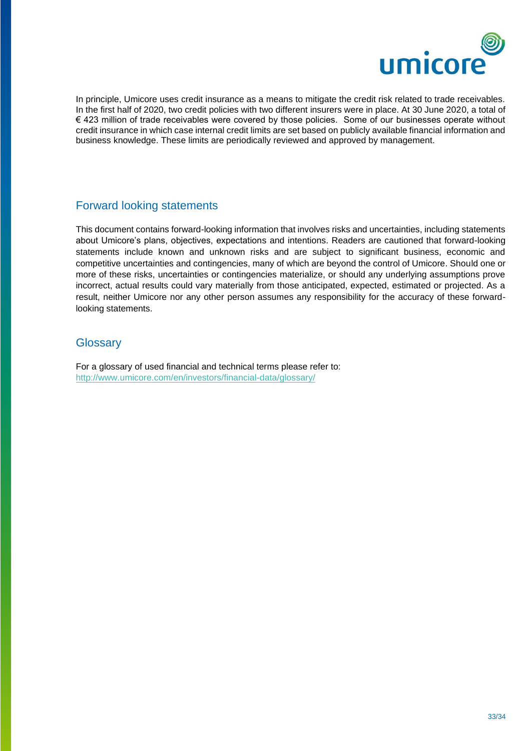In principle, Umicore uses credit insurance as a means to mitigate the credit risk related to trade receivables. In the first half of 2020, two credit policies with two different insurers were in place. At 30 June 2020, a total of € 423 million of trade receivables were covered by those policies. Some of our businesses operate without credit insurance in which case internal credit limits are set based on publicly available financial information and business knowledge. These limits are periodically reviewed and approved by management.

## Forward looking statements

This document contains forward-looking information that involves risks and uncertainties, including statements about Umicore's plans, objectives, expectations and intentions. Readers are cautioned that forward-looking statements include known and unknown risks and are subject to significant business, economic and competitive uncertainties and contingencies, many of which are beyond the control of Umicore. Should one or more of these risks, uncertainties or contingencies materialize, or should any underlying assumptions prove incorrect, actual results could vary materially from those anticipated, expected, estimated or projected. As a result, neither Umicore nor any other person assumes any responsibility for the accuracy of these forward-looking statements.

## Glossary

For a glossary of used financial and technical terms please refer to:
http://www.umicore.com/en/investors/financial-data/glossary/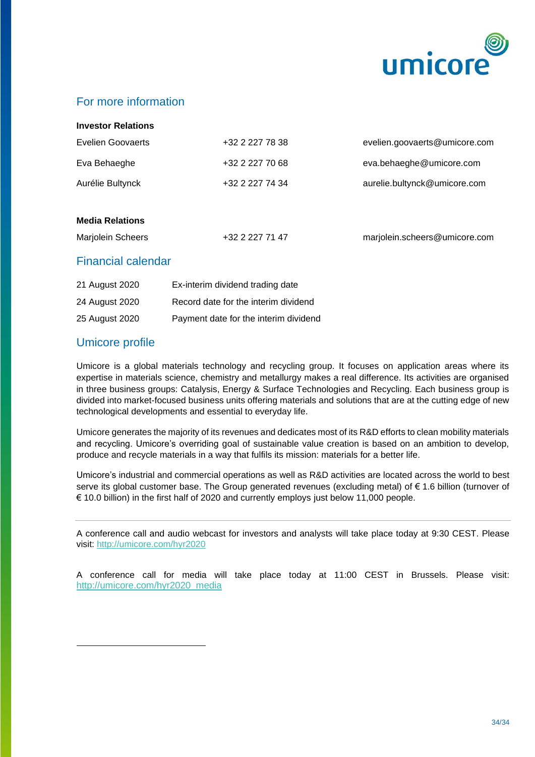## For more information

**Investor Relations**

| | | |
|---|---|---|
| Evelien Goovaerts | +32 2 227 78 38 | evelien.goovaerts@umicore.com |
| Eva Behaeghe | +32 2 227 70 68 | eva.behaeghe@umicore.com |
| Aurélie Bultynck | +32 2 227 74 34 | aurelie.bultynck@umicore.com |

**Media Relations**

| | | |
|---|---|---|
| Marjolein Scheers | +32 2 227 71 47 | marjolein.scheers@umicore.com |

## Financial calendar

| | |
|---|---|
| 21 August 2020 | Ex-interim dividend trading date |
| 24 August 2020 | Record date for the interim dividend |
| 25 August 2020 | Payment date for the interim dividend |

## Umicore profile

Umicore is a global materials technology and recycling group. It focuses on application areas where its expertise in materials science, chemistry and metallurgy makes a real difference. Its activities are organised in three business groups: Catalysis, Energy & Surface Technologies and Recycling. Each business group is divided into market-focused business units offering materials and solutions that are at the cutting edge of new technological developments and essential to everyday life.

Umicore generates the majority of its revenues and dedicates most of its R&D efforts to clean mobility materials and recycling. Umicore's overriding goal of sustainable value creation is based on an ambition to develop, produce and recycle materials in a way that fulfils its mission: materials for a better life.

Umicore's industrial and commercial operations as well as R&D activities are located across the world to best serve its global customer base. The Group generated revenues (excluding metal) of € 1.6 billion (turnover of € 10.0 billion) in the first half of 2020 and currently employs just below 11,000 people.

---

A conference call and audio webcast for investors and analysts will take place today at 9:30 CEST. Please visit: http://umicore.com/hyr2020

A conference call for media will take place today at 11:00 CEST in Brussels. Please visit: http://umicore.com/hyr2020_media